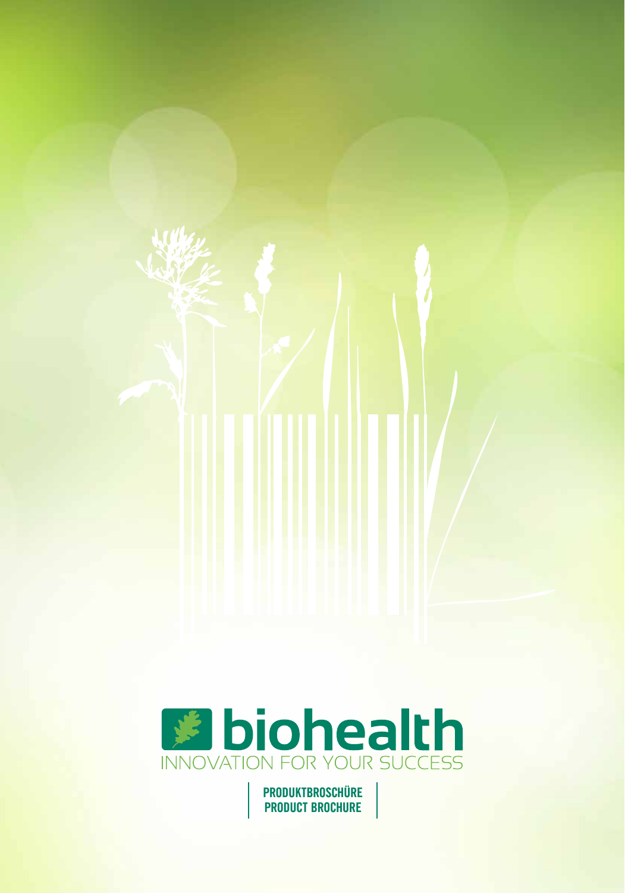# biohealth

INNOVATION FOR YOUR SUCCESS

**PRODUKTBROSCHÜRE**
**PRODUCT BROCHURE**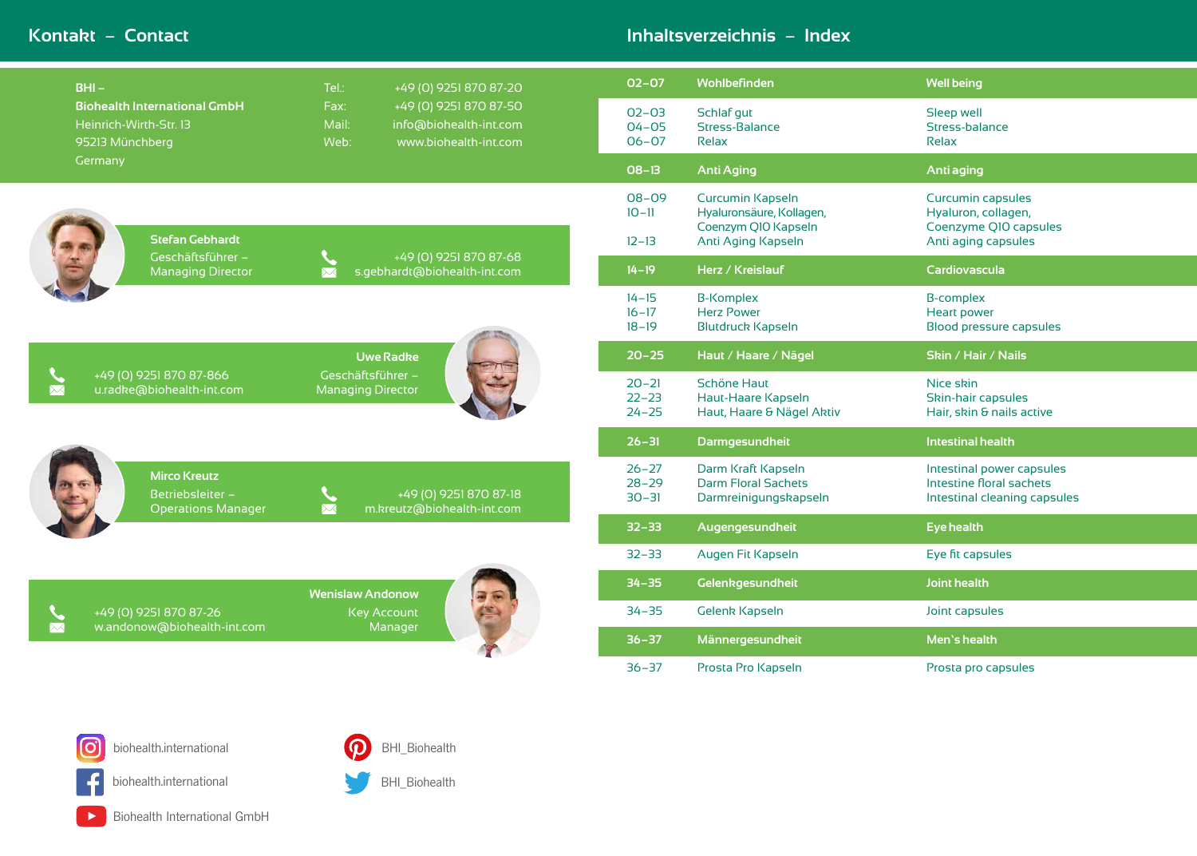## Kontakt – Contact

**BHI –**
**Biohealth International GmbH**
Heinrich-Wirth-Str. 13
95213 Münchberg
Germany

Tel.: +49 (0) 9251 870 87-20
Fax: +49 (0) 9251 870 87-50
Mail: info@biohealth-int.com
Web: www.biohealth-int.com

**Stefan Gebhardt**
Geschäftsführer –
Managing Director
+49 (0) 9251 870 87-68
s.gebhardt@biohealth-int.com

**Uwe Radke**
Geschäftsführer –
Managing Director
+49 (0) 9251 870 87-866
u.radke@biohealth-int.com

**Mirco Kreutz**
Betriebsleiter –
Operations Manager
+49 (0) 9251 870 87-18
m.kreutz@biohealth-int.com

**Wenislaw Andonow**
Key Account
Manager
+49 (0) 9251 870 87-26
w.andonow@biohealth-int.com

biohealth.international (Instagram)
biohealth.international (Facebook)
Biohealth International GmbH (YouTube)
BHI_Biohealth (Pinterest)
BHI_Biohealth (Twitter)

## Inhaltsverzeichnis – Index

| | | |
|---|---|---|
| **02–07** | **Wohlbefinden** | **Well being** |
| 02–03 | Schlaf gut | Sleep well |
| 04–05 | Stress-Balance | Stress-balance |
| 06–07 | Relax | Relax |
| **08–13** | **Anti Aging** | **Anti aging** |
| 08–09 | Curcumin Kapseln | Curcumin capsules |
| 10–11 | Hyaluronsäure, Kollagen, Coenzym Q10 Kapseln | Hyaluron, collagen, Coenzyme Q10 capsules |
| 12–13 | Anti Aging Kapseln | Anti aging capsules |
| **14–19** | **Herz / Kreislauf** | **Cardiovascula** |
| 14–15 | B-Komplex | B-complex |
| 16–17 | Herz Power | Heart power |
| 18–19 | Blutdruck Kapseln | Blood pressure capsules |
| **20–25** | **Haut / Haare / Nägel** | **Skin / Hair / Nails** |
| 20–21 | Schöne Haut | Nice skin |
| 22–23 | Haut-Haare Kapseln | Skin-hair capsules |
| 24–25 | Haut, Haare & Nägel Aktiv | Hair, skin & nails active |
| **26–31** | **Darmgesundheit** | **Intestinal health** |
| 26–27 | Darm Kraft Kapseln | Intestinal power capsules |
| 28–29 | Darm Floral Sachets | Intestine floral sachets |
| 30–31 | Darmreinigungskapseln | Intestinal cleaning capsules |
| **32–33** | **Augengesundheit** | **Eye health** |
| 32–33 | Augen Fit Kapseln | Eye fit capsules |
| **34–35** | **Gelenkgesundheit** | **Joint health** |
| 34–35 | Gelenk Kapseln | Joint capsules |
| **36–37** | **Männergesundheit** | **Men's health** |
| 36–37 | Prosta Pro Kapseln | Prosta pro capsules |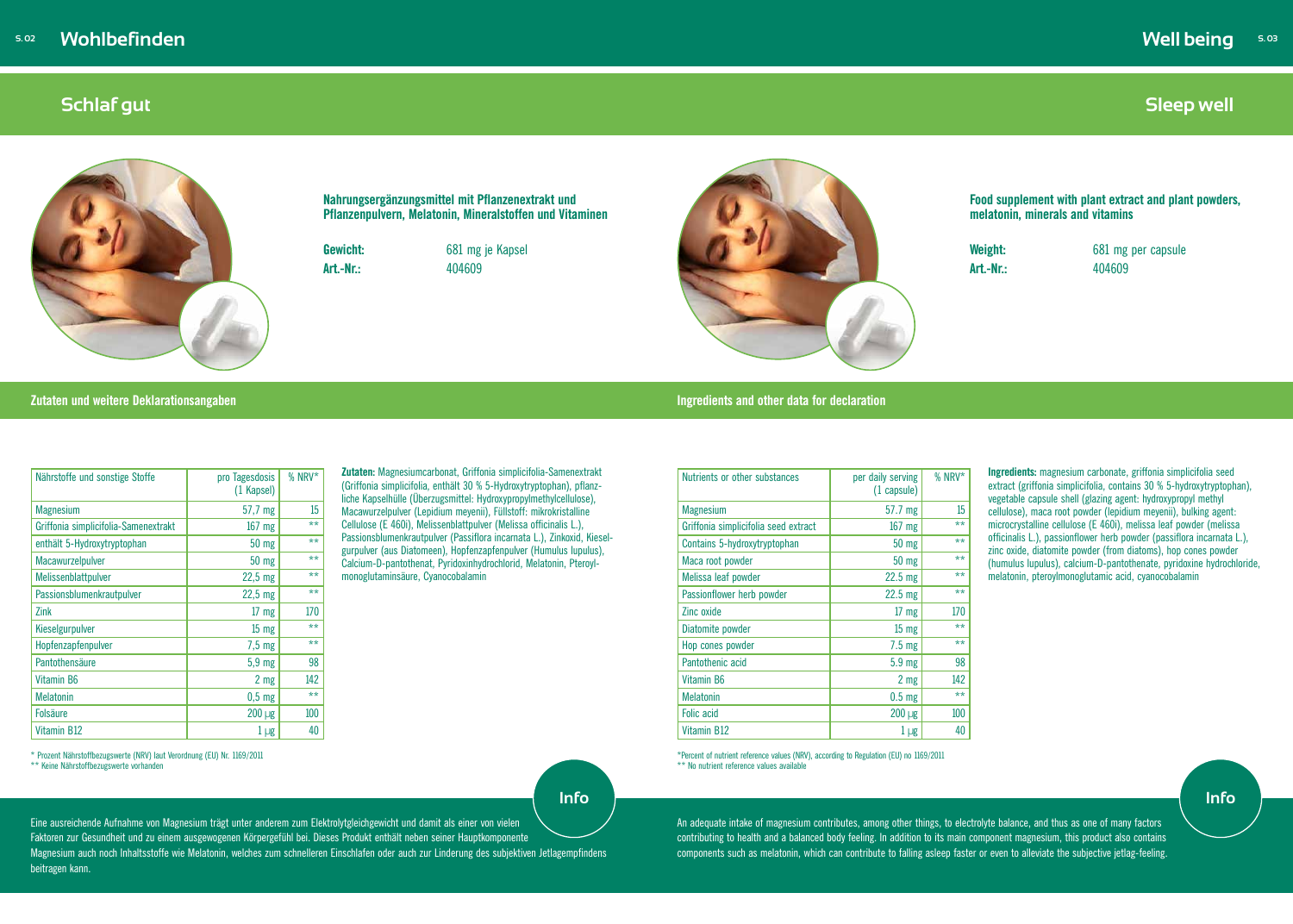# Wohlbefinden

## Schlaf gut

**Nahrungsergänzungsmittel mit Pflanzenextrakt und Pflanzenpulvern, Melatonin, Mineralstoffen und Vitaminen**

**Gewicht:** 681 mg je Kapsel
**Art.-Nr.:** 404609

### Zutaten und weitere Deklarationsangaben

| Nährstoffe und sonstige Stoffe | pro Tagesdosis (1 Kapsel) | % NRV* |
|---|---|---|
| Magnesium | 57,7 mg | 15 |
| Griffonia simplicifolia-Samenextrakt | 167 mg | ** |
| enthält 5-Hydroxytryptophan | 50 mg | ** |
| Macawurzelpulver | 50 mg | ** |
| Melissenblattpulver | 22,5 mg | ** |
| Passionsblumenkrautpulver | 22,5 mg | ** |
| Zink | 17 mg | 170 |
| Kieselgurpulver | 15 mg | ** |
| Hopfenzapfenpulver | 7,5 mg | ** |
| Pantothensäure | 5,9 mg | 98 |
| Vitamin B6 | 2 mg | 142 |
| Melatonin | 0,5 mg | ** |
| Folsäure | 200 µg | 100 |
| Vitamin B12 | 1 µg | 40 |

* Prozent Nährstoffbezugswerte (NRV) laut Verordnung (EU) Nr. 1169/2011
** Keine Nährstoffbezugswerte vorhanden

**Zutaten:** Magnesiumcarbonat, Griffonia simplicifolia-Samenextrakt (Griffonia simplicifolia, enthält 30 % 5-Hydroxytryptophan), pflanzliche Kapselhülle (Überzugsmittel: Hydroxypropylmethylcellulose), Macawurzelpulver (Lepidium meyenii), Füllstoff: mikrokristalline Cellulose (E 460i), Melissenblattpulver (Melissa officinalis L.), Passionsblumenkrautpulver (Passiflora incarnata L.), Zinkoxid, Kieselgurpulver (aus Diatomeen), Hopfenzapfenpulver (Humulus lupulus), Calcium-D-pantothenat, Pyridoxinhydrochlorid, Melatonin, Pteroylmonoglutaminsäure, Cyanocobalamin

**Info**

Eine ausreichende Aufnahme von Magnesium trägt unter anderem zum Elektrolytgleichgewicht und damit als einer von vielen Faktoren zur Gesundheit und zu einem ausgewogenen Körpergefühl bei. Dieses Produkt enthält neben seiner Hauptkomponente Magnesium auch noch Inhaltsstoffe wie Melatonin, welches zum schnelleren Einschlafen oder auch zur Linderung des subjektiven Jetlagempfindens beitragen kann.

# Well being

## Sleep well

**Food supplement with plant extract and plant powders, melatonin, minerals and vitamins**

**Weight:** 681 mg per capsule
**Art.-Nr.:** 404609

### Ingredients and other data for declaration

| Nutrients or other substances | per daily serving (1 capsule) | % NRV* |
|---|---|---|
| Magnesium | 57.7 mg | 15 |
| Griffonia simplicifolia seed extract | 167 mg | ** |
| Contains 5-hydroxytryptophan | 50 mg | ** |
| Maca root powder | 50 mg | ** |
| Melissa leaf powder | 22.5 mg | ** |
| Passionflower herb powder | 22.5 mg | ** |
| Zinc oxide | 17 mg | 170 |
| Diatomite powder | 15 mg | ** |
| Hop cones powder | 7.5 mg | ** |
| Pantothenic acid | 5.9 mg | 98 |
| Vitamin B6 | 2 mg | 142 |
| Melatonin | 0.5 mg | ** |
| Folic acid | 200 µg | 100 |
| Vitamin B12 | 1 µg | 40 |

*Percent of nutrient reference values (NRV), according to Regulation (EU) no 1169/2011
** No nutrient reference values available

**Ingredients:** magnesium carbonate, griffonia simplicifolia seed extract (griffonia simplicifolia, contains 30 % 5-hydroxytryptophan), vegetable capsule shell (glazing agent: hydroxypropyl methyl cellulose), maca root powder (lepidium meyenii), bulking agent: microcrystalline cellulose (E 460i), melissa leaf powder (melissa officinalis L.), passionflower herb powder (passiflora incarnata L.), zinc oxide, diatomite powder (from diatoms), hop cones powder (humulus lupulus), calcium-D-pantothenate, pyridoxine hydrochloride, melatonin, pteroylmonoglutamic acid, cyanocobalamin

**Info**

An adequate intake of magnesium contributes, among other things, to electrolyte balance, and thus as one of many factors contributing to health and a balanced body feeling. In addition to its main component magnesium, this product also contains components such as melatonin, which can contribute to falling asleep faster or even to alleviate the subjective jetlag-feeling.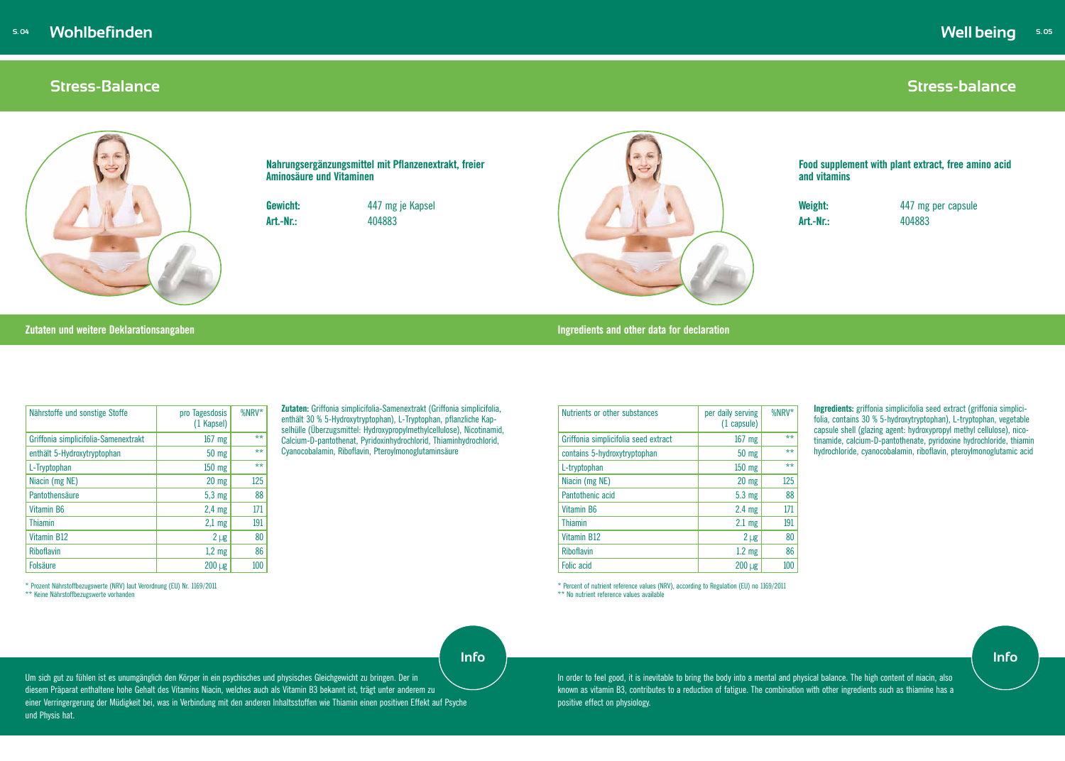# Wohlbefinden

## Stress-Balance

**Nahrungsergänzungsmittel mit Pflanzenextrakt, freier Aminosäure und Vitaminen**

**Gewicht:** 447 mg je Kapsel
**Art.-Nr.:** 404883

### Zutaten und weitere Deklarationsangaben

| Nährstoffe und sonstige Stoffe | pro Tagesdosis (1 Kapsel) | %NRV* |
|---|---|---|
| Griffonia simplicifolia-Samenextrakt | 167 mg | ** |
| enthält 5-Hydroxytryptophan | 50 mg | ** |
| L-Tryptophan | 150 mg | ** |
| Niacin (mg NE) | 20 mg | 125 |
| Pantothensäure | 5,3 mg | 88 |
| Vitamin B6 | 2,4 mg | 171 |
| Thiamin | 2,1 mg | 191 |
| Vitamin B12 | 2 µg | 80 |
| Riboflavin | 1,2 mg | 86 |
| Folsäure | 200 µg | 100 |

\* Prozent Nährstoffbezugswerte (NRV) laut Verordnung (EU) Nr. 1169/2011
\*\* Keine Nährstoffbezugswerte vorhanden

**Zutaten:** Griffonia simplicifolia-Samenextrakt (Griffonia simplicifolia, enthält 30 % 5-Hydroxytryptophan), L-Tryptophan, pflanzliche Kapselhülle (Überzugsmittel: Hydroxypropylmethylcellulose), Nicotinamid, Calcium-D-pantothenat, Pyridoxinhydrochlorid, Thiaminhydrochlorid, Cyanocobalamin, Riboflavin, Pteroylmonoglutaminsäure

**Info**

Um sich gut zu fühlen ist es unumgänglich den Körper in ein psychisches und physisches Gleichgewicht zu bringen. Der in diesem Präparat enthaltene hohe Gehalt des Vitamins Niacin, welches auch als Vitamin B3 bekannt ist, trägt unter anderem zu einer Verringergerung der Müdigkeit bei, was in Verbindung mit den anderen Inhaltsstoffen wie Thiamin einen positiven Effekt auf Psyche und Physis hat.

# Well being

## Stress-balance

**Food supplement with plant extract, free amino acid and vitamins**

**Weight:** 447 mg per capsule
**Art.-Nr.:** 404883

### Ingredients and other data for declaration

| Nutrients or other substances | per daily serving (1 capsule) | %NRV* |
|---|---|---|
| Griffonia simplicifolia seed extract | 167 mg | ** |
| contains 5-hydroxytryptophan | 50 mg | ** |
| L-tryptophan | 150 mg | ** |
| Niacin (mg NE) | 20 mg | 125 |
| Pantothenic acid | 5.3 mg | 88 |
| Vitamin B6 | 2.4 mg | 171 |
| Thiamin | 2.1 mg | 191 |
| Vitamin B12 | 2 µg | 80 |
| Riboflavin | 1.2 mg | 86 |
| Folic acid | 200 µg | 100 |

\* Percent of nutrient reference values (NRV), according to Regulation (EU) no 1169/2011
\*\* No nutrient reference values available

**Ingredients:** griffonia simplicifolia seed extract (griffonia simplicifolia, contains 30 % 5-hydroxytryptophan), L-tryptophan, vegetable capsule shell (glazing agent: hydroxypropyl methyl cellulose), nicotinamide, calcium-D-pantothenate, pyridoxine hydrochloride, thiamin hydrochloride, cyanocobalamin, riboflavin, pteroylmonoglutamic acid

**Info**

In order to feel good, it is inevitable to bring the body into a mental and physical balance. The high content of niacin, also known as vitamin B3, contributes to a reduction of fatigue. The combination with other ingredients such as thiamine has a positive effect on physiology.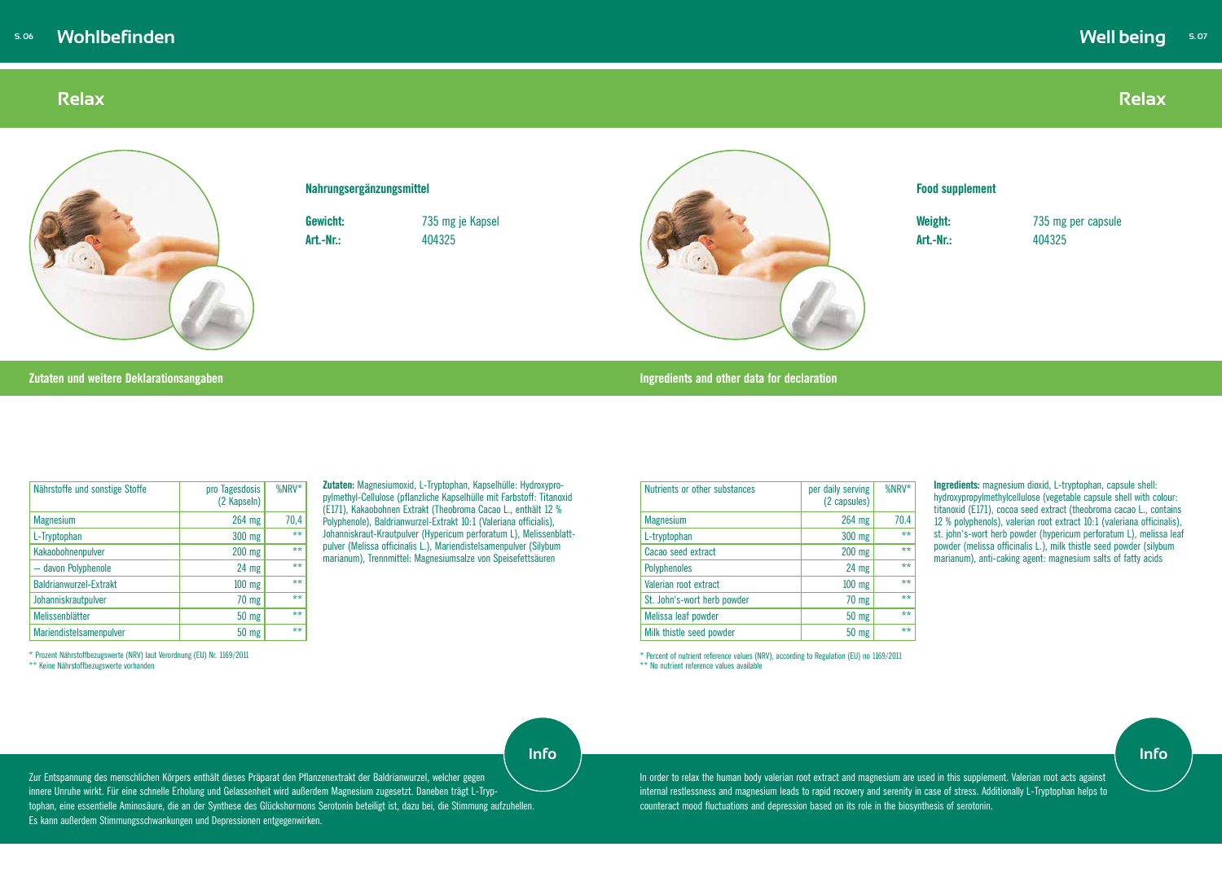# Wohlbefinden

## Relax

### Nahrungsergänzungsmittel

**Gewicht:** 735 mg je Kapsel
**Art.-Nr.:** 404325

### Zutaten und weitere Deklarationsangaben

| Nährstoffe und sonstige Stoffe | pro Tagesdosis (2 Kapseln) | %NRV* |
|---|---|---|
| Magnesium | 264 mg | 70,4 |
| L-Tryptophan | 300 mg | ** |
| Kakaobohnenpulver | 200 mg | ** |
| – davon Polyphenole | 24 mg | ** |
| Baldrianwurzel-Extrakt | 100 mg | ** |
| Johanniskrautpulver | 70 mg | ** |
| Melissenblätter | 50 mg | ** |
| Mariendistelsamenpulver | 50 mg | ** |

\* Prozent Nährstoffbezugswerte (NRV) laut Verordnung (EU) Nr. 1169/2011
\*\* Keine Nährstoffbezugswerte vorhanden

**Zutaten:** Magnesiumoxid, L-Tryptophan, Kapselhülle: Hydroxypropylmethyl-Cellulose (pflanzliche Kapselhülle mit Farbstoff: Titanoxid (E171), Kakaobohnen Extrakt (Theobroma Cacao L., enthält 12 % Polyphenole), Baldrianwurzel-Extrakt 10:1 (Valeriana officialis), Johanniskraut-Krautpulver (Hypericum perforatum L), Melissenblattpulver (Melissa officinalis L.), Mariendistelsamenpulver (Silybum marianum), Trennmittel: Magnesiumsalze von Speisefettsäuren

### Info

Zur Entspannung des menschlichen Körpers enthält dieses Präparat den Pflanzenextrakt der Baldrianwurzel, welcher gegen innere Unruhe wirkt. Für eine schnelle Erholung und Gelassenheit wird außerdem Magnesium zugesetzt. Daneben trägt L-Tryptophan, eine essentielle Aminosäure, die an der Synthese des Glückshormons Serotonin beteiligt ist, dazu bei, die Stimmung aufzuhellen. Es kann außerdem Stimmungsschwankungen und Depressionen entgegenwirken.

# Well being

## Relax

### Food supplement

**Weight:** 735 mg per capsule
**Art.-Nr.:** 404325

### Ingredients and other data for declaration

| Nutrients or other substances | per daily serving (2 capsules) | %NRV* |
|---|---|---|
| Magnesium | 264 mg | 70.4 |
| L-tryptophan | 300 mg | ** |
| Cacao seed extract | 200 mg | ** |
| Polyphenoles | 24 mg | ** |
| Valerian root extract | 100 mg | ** |
| St. John's-wort herb powder | 70 mg | ** |
| Melissa leaf powder | 50 mg | ** |
| Milk thistle seed powder | 50 mg | ** |

\* Percent of nutrient reference values (NRV), according to Regulation (EU) no 1169/2011
\*\* No nutrient reference values available

**Ingredients:** magnesium dioxid, L-tryptophan, capsule shell: hydroxypropylmethylcellulose (vegetable capsule shell with colour: titanoxid (E171), cocoa seed extract (theobroma cacao L., contains 12 % polyphenols), valerian root extract 10:1 (valeriana officinalis), st. john's-wort herb powder (hypericum perforatum L), melissa leaf powder (melissa officinalis L.), milk thistle seed powder (silybum marianum), anti-caking agent: magnesium salts of fatty acids

### Info

In order to relax the human body valerian root extract and magnesium are used in this supplement. Valerian root acts against internal restlessness and magnesium leads to rapid recovery and serenity in case of stress. Additionally L-Tryptophan helps to counteract mood fluctuations and depression based on its role in the biosynthesis of serotonin.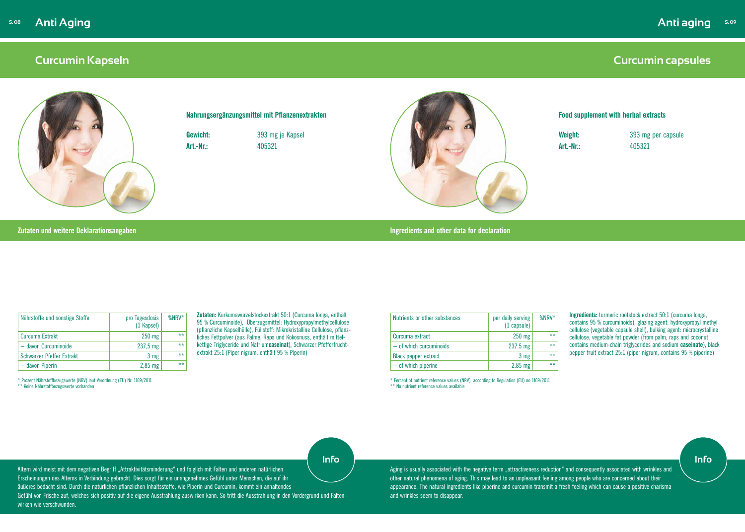# Anti Aging

## Curcumin Kapseln

**Nahrungsergänzungsmittel mit Pflanzenextrakten**

**Gewicht:** 393 mg je Kapsel
**Art.-Nr.:** 405321

### Zutaten und weitere Deklarationsangaben

| Nährstoffe und sonstige Stoffe | pro Tagesdosis (1 Kapsel) | %NRV* |
|---|---|---|
| Curcuma Extrakt | 250 mg | ** |
| – davon Curcuminoide | 237,5 mg | ** |
| Schwarzer Pfeffer Extrakt | 3 mg | ** |
| – davon Piperin | 2,85 mg | ** |

* Prozent Nährstoffbezugswerte (NRV) laut Verordnung (EU) Nr. 1169/2011
** Keine Nährstoffbezugswerte vorhanden

**Zutaten:** Kurkumawurzelstockextrakt 50:1 (Curcuma longa, enthält 95 % Curcuminoide), Überzugsmittel: Hydroxypropylmethylcellulose (pflanzliche Kapselhülle), Füllstoff: Mikrokristalline Cellulose, pflanzliches Fettpulver (aus Palme, Raps und Kokosnuss, enthält mittelkettige Triglyceride und Natrium**caseinat**), Schwarzer Pfefferfruchtextrakt 25:1 (Piper nigrum, enthält 95 % Piperin)

### Info

Altern wird meist mit dem negativen Begriff „Attraktivitätsminderung“ und folglich mit Falten und anderen natürlichen Erscheinungen des Alterns in Verbindung gebracht. Dies sorgt für ein unangenehmes Gefühl unter Menschen, die auf ihr äußeres bedacht sind. Durch die natürlichen pflanzlichen Inhaltsstoffe, wie Piperin und Curcumin, kommt ein anhaltendes Gefühl von Frische auf, welches sich positiv auf die eigene Ausstrahlung auswirken kann. So tritt die Ausstrahlung in den Vordergrund und Falten wirken wie verschwunden.

# Anti aging

## Curcumin capsules

**Food supplement with herbal extracts**

**Weight:** 393 mg per capsule
**Art.-Nr.:** 405321

### Ingredients and other data for declaration

| Nutrients or other substances | per daily serving (1 capsule) | %NRV* |
|---|---|---|
| Curcuma extract | 250 mg | ** |
| – of which curcuminoids | 237.5 mg | ** |
| Black pepper extract | 3 mg | ** |
| – of which piperine | 2.85 mg | ** |

* Percent of nutrient reference values (NRV), according to Regulation (EU) no 1169/2011
** No nutrient reference values available

**Ingredients:** turmeric rootstock extract 50:1 (curcuma longa, contains 95 % curcuminoids), glazing agent: hydroxypropyl methyl cellulose (vegetable capsule shell), bulking agent: microcrystalline cellulose, vegetable fat powder (from palm, raps and coconut, contains medium-chain triglycerides and sodium **caseinate**), black pepper fruit extract 25:1 (piper nigrum, contains 95 % piperine)

### Info

Aging is usually associated with the negative term „attractiveness reduction“ and consequently associated with wrinkles and other natural phenomena of aging. This may lead to an unpleasant feeling among people who are concerned about their appearance. The natural ingredients like piperine and curcumin transmit a fresh feeling which can cause a positive charisma and wrinkles seem to disappear.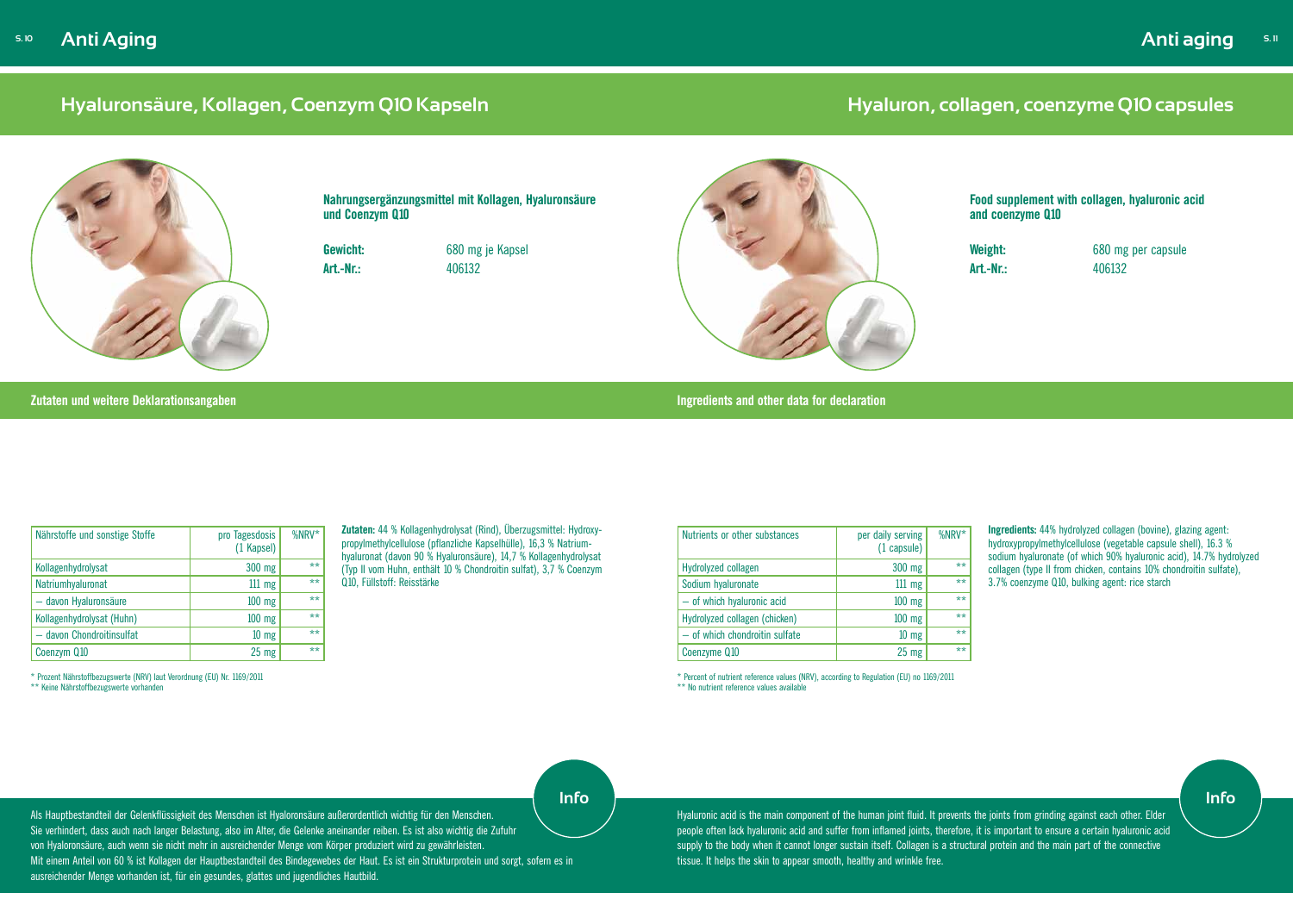# Anti Aging

## Hyaluronsäure, Kollagen, Coenzym Q10 Kapseln

**Nahrungsergänzungsmittel mit Kollagen, Hyaluronsäure und Coenzym Q10**

**Gewicht:** 680 mg je Kapsel
**Art.-Nr.:** 406132

### Zutaten und weitere Deklarationsangaben

| Nährstoffe und sonstige Stoffe | pro Tagesdosis (1 Kapsel) | %NRV* |
|---|---|---|
| Kollagenhydrolysat | 300 mg | ** |
| Natriumhyaluronat | 111 mg | ** |
| – davon Hyaluronsäure | 100 mg | ** |
| Kollagenhydrolysat (Huhn) | 100 mg | ** |
| – davon Chondroitinsulfat | 10 mg | ** |
| Coenzym Q10 | 25 mg | ** |

\* Prozent Nährstoffbezugswerte (NRV) laut Verordnung (EU) Nr. 1169/2011
\** Keine Nährstoffbezugswerte vorhanden

**Zutaten:** 44 % Kollagenhydrolysat (Rind), Überzugsmittel: Hydroxypropylmethylcellulose (pflanzliche Kapselhülle), 16,3 % Natriumhyaluronat (davon 90 % Hyaluronsäure), 14,7 % Kollagenhydrolysat (Typ II vom Huhn, enthält 10 % Chondroitin sulfat), 3,7 % Coenzym Q10, Füllstoff: Reisstärke

**Info**

Als Hauptbestandteil der Gelenkflüssigkeit des Menschen ist Hyaloronsäure außerordentlich wichtig für den Menschen. Sie verhindert, dass auch nach langer Belastung, also im Alter, die Gelenke aneinander reiben. Es ist also wichtig die Zufuhr von Hyaloronsäure, auch wenn sie nicht mehr in ausreichender Menge vom Körper produziert wird zu gewährleisten.
Mit einem Anteil von 60 % ist Kollagen der Hauptbestandteil des Bindegewebes der Haut. Es ist ein Strukturprotein und sorgt, sofern es in ausreichender Menge vorhanden ist, für ein gesundes, glattes und jugendliches Hautbild.

# Anti aging

## Hyaluron, collagen, coenzyme Q10 capsules

**Food supplement with collagen, hyaluronic acid and coenzyme Q10**

**Weight:** 680 mg per capsule
**Art.-Nr.:** 406132

### Ingredients and other data for declaration

| Nutrients or other substances | per daily serving (1 capsule) | %NRV* |
|---|---|---|
| Hydrolyzed collagen | 300 mg | ** |
| Sodium hyaluronate | 111 mg | ** |
| – of which hyaluronic acid | 100 mg | ** |
| Hydrolyzed collagen (chicken) | 100 mg | ** |
| – of which chondroitin sulfate | 10 mg | ** |
| Coenzyme Q10 | 25 mg | ** |

\* Percent of nutrient reference values (NRV), according to Regulation (EU) no 1169/2011
\** No nutrient reference values available

**Ingredients:** 44% hydrolyzed collagen (bovine), glazing agent: hydroxypropylmethylcellulose (vegetable capsule shell), 16.3 % sodium hyaluronate (of which 90% hyaluronic acid), 14.7% hydrolyzed collagen (type II from chicken, contains 10% chondroitin sulfate), 3.7% coenzyme Q10, bulking agent: rice starch

**Info**

Hyaluronic acid is the main component of the human joint fluid. It prevents the joints from grinding against each other. Elder people often lack hyaluronic acid and suffer from inflamed joints, therefore, it is important to ensure a certain hyaluronic acid supply to the body when it cannot longer sustain itself. Collagen is a structural protein and the main part of the connective tissue. It helps the skin to appear smooth, healthy and wrinkle free.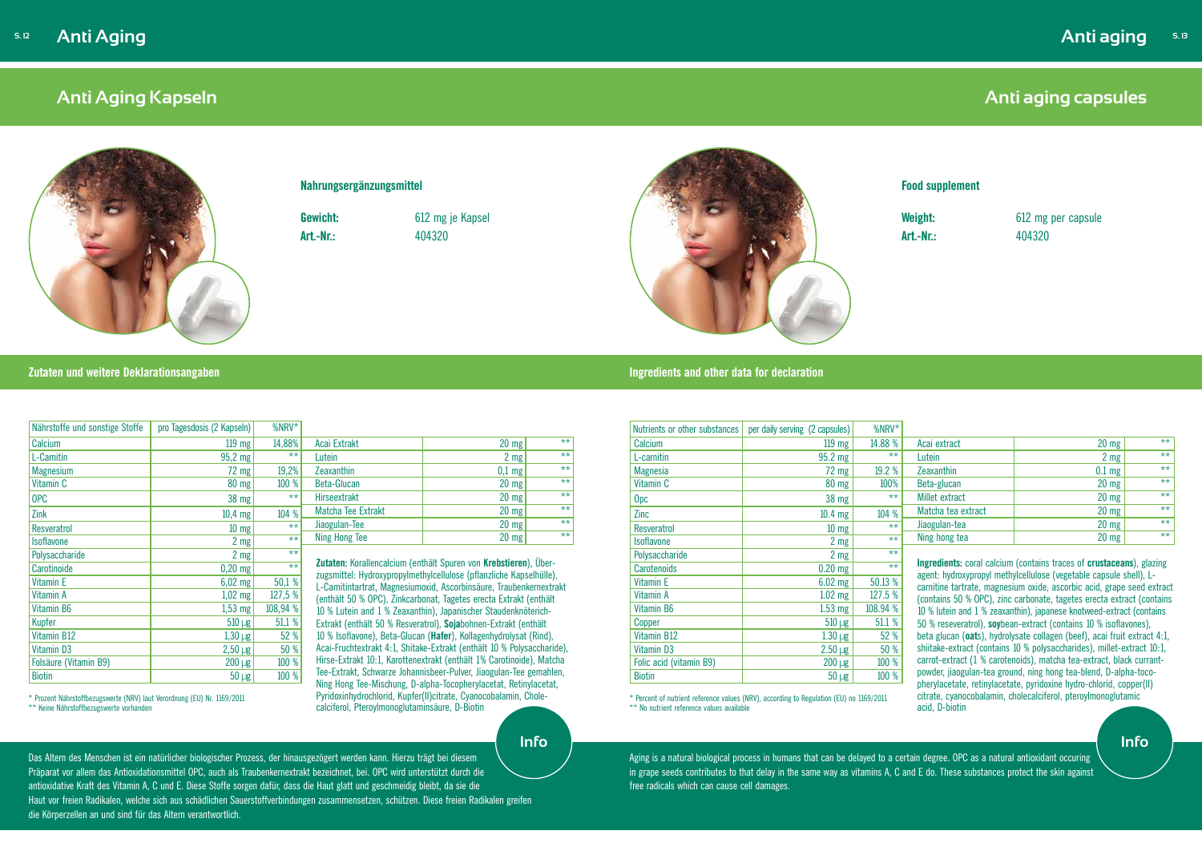# Anti Aging

## Anti Aging Kapseln

**Nahrungsergänzungsmittel**

**Gewicht:** 612 mg je Kapsel
**Art.-Nr.:** 404320

### Zutaten und weitere Deklarationsangaben

| Nährstoffe und sonstige Stoffe | pro Tagesdosis (2 Kapseln) | %NRV* |
|---|---|---|
| Calcium | 119 mg | 14,88% |
| L-Carnitin | 95,2 mg | ** |
| Magnesium | 72 mg | 19,2% |
| Vitamin C | 80 mg | 100 % |
| OPC | 38 mg | ** |
| Zink | 10,4 mg | 104 % |
| Resveratrol | 10 mg | ** |
| Isoflavone | 2 mg | ** |
| Polysaccharide | 2 mg | ** |
| Carotinoide | 0,20 mg | ** |
| Vitamin E | 6,02 mg | 50,1 % |
| Vitamin A | 1,02 mg | 127,5 % |
| Vitamin B6 | 1,53 mg | 108,94 % |
| Kupfer | 510 µg | 51,1 % |
| Vitamin B12 | 1,30 µg | 52 % |
| Vitamin D3 | 2,50 µg | 50 % |
| Folsäure (Vitamin B9) | 200 µg | 100 % |
| Biotin | 50 µg | 100 % |
| Acai Extrakt | 20 mg | ** |
| Lutein | 2 mg | ** |
| Zeaxanthin | 0,1 mg | ** |
| Beta-Glucan | 20 mg | ** |
| Hirseextrakt | 20 mg | ** |
| Matcha Tee Extrakt | 20 mg | ** |
| Jiaogulan-Tee | 20 mg | ** |
| Ning Hong Tee | 20 mg | ** |

\* Prozent Nährstoffbezugswerte (NRV) laut Verordnung (EU) Nr. 1169/2011
\*\* Keine Nährstoffbezugswerte vorhanden

**Zutaten:** Korallencalcium (enthält Spuren von **Krebstieren**), Überzugsmittel: Hydroxypropylmethylcellulose (pflanzliche Kapselhülle), L-Carnitintartrat, Magnesiumoxid, Ascorbinsäure, Traubenkernextrakt (enthält 50 % OPC), Zinkcarbonat, Tagetes erecta Extrakt (enthält 10 % Lutein and 1 % Zeaxanthin), Japanischer Staudenknöterich-Extrakt (enthält 50 % Resveratrol), **Soja**bohnen-Extrakt (enthält 10 % Isoflavone), Beta-Glucan (**Hafer**), Kollagenhydrolysat (Rind), Acai-Fruchtextrakt 4:1, Shitake-Extrakt (enthält 10 % Polysaccharide), Hirse-Extrakt 10:1, Karottenextrakt (enthält 1% Carotinoide), Matcha Tee-Extrakt, Schwarze Johannisbeer-Pulver, Jiaogulan-Tee gemahlen, Ning Hong Tee-Mischung, D-alpha-Tocopherylacetat, Retinylacetat, Pyridoxinhydrochlorid, Kupfer(II)citrate, Cyanocobalamin, Cholecalciferol, Pteroylmonoglutaminsäure, D-Biotin

### Info

Das Altern des Menschen ist ein natürlicher biologischer Prozess, der hinausgezögert werden kann. Hierzu trägt bei diesem Präparat vor allem das Antioxidationsmittel OPC, auch als Traubenkernextrakt bezeichnet, bei. OPC wird unterstützt durch die antioxidative Kraft des Vitamin A, C und E. Diese Stoffe sorgen dafür, dass die Haut glatt und geschmeidig bleibt, da sie die Haut vor freien Radikalen, welche sich aus schädlichen Sauerstoffverbindungen zusammensetzen, schützen. Diese freien Radikalen greifen die Körperzellen an und sind für das Altern verantwortlich.

# Anti aging

## Anti aging capsules

**Food supplement**

**Weight:** 612 mg per capsule
**Art.-Nr.:** 404320

### Ingredients and other data for declaration

| Nutrients or other substances | per daily serving (2 capsules) | %NRV* |
|---|---|---|
| Calcium | 119 mg | 14.88 % |
| L-carnitin | 95.2 mg | ** |
| Magnesia | 72 mg | 19.2 % |
| Vitamin C | 80 mg | 100% |
| Opc | 38 mg | ** |
| Zinc | 10.4 mg | 104 % |
| Resveratrol | 10 mg | ** |
| Isoflavone | 2 mg | ** |
| Polysaccharide | 2 mg | ** |
| Carotenoids | 0.20 mg | ** |
| Vitamin E | 6.02 mg | 50.13 % |
| Vitamin A | 1.02 mg | 127.5 % |
| Vitamin B6 | 1.53 mg | 108.94 % |
| Copper | 510 µg | 51.1 % |
| Vitamin B12 | 1.30 µg | 52 % |
| Vitamin D3 | 2.50 µg | 50 % |
| Folic acid (vitamin B9) | 200 µg | 100 % |
| Biotin | 50 µg | 100 % |
| Acai extract | 20 mg | ** |
| Lutein | 2 mg | ** |
| Zeaxanthin | 0.1 mg | ** |
| Beta-glucan | 20 mg | ** |
| Millet extract | 20 mg | ** |
| Matcha tea extract | 20 mg | ** |
| Jiaogulan-tea | 20 mg | ** |
| Ning hong tea | 20 mg | ** |

\* Percent of nutrient reference values (NRV), according to Regulation (EU) no 1169/2011
\*\* No nutrient reference values available

**Ingredients:** coral calcium (contains traces of **crustaceans**), glazing agent: hydroxypropyl methylcellulose (vegetable capsule shell), L-carnitine tartrate, magnesium oxide, ascorbic acid, grape seed extract (contains 50 % OPC), zinc carbonate, tagetes erecta extract (contains 10 % lutein and 1 % zeaxanthin), japanese knotweed-extract (contains 50 % reseveratrol), **soy**bean-extract (contains 10 % isoflavones), beta glucan (**oats**), hydrolysate collagen (beef), acai fruit extract 4:1, shiitake-extract (contains 10 % polysaccharides), millet-extract 10:1, carrot-extract (1 % carotenoids), matcha tea-extract, black currant-powder, jiaogulan-tea ground, ning hong tea-blend, D-alpha-tocopherylacetate, retinylacetate, pyridoxine hydro-chlorid, copper(II) citrate, cyanocobalamin, cholecalciferol, pteroylmonoglutamic acid, D-biotin

### Info

Aging is a natural biological process in humans that can be delayed to a certain degree. OPC as a natural antioxidant occuring in grape seeds contributes to that delay in the same way as vitamins A, C and E do. These substances protect the skin against free radicals which can cause cell damages.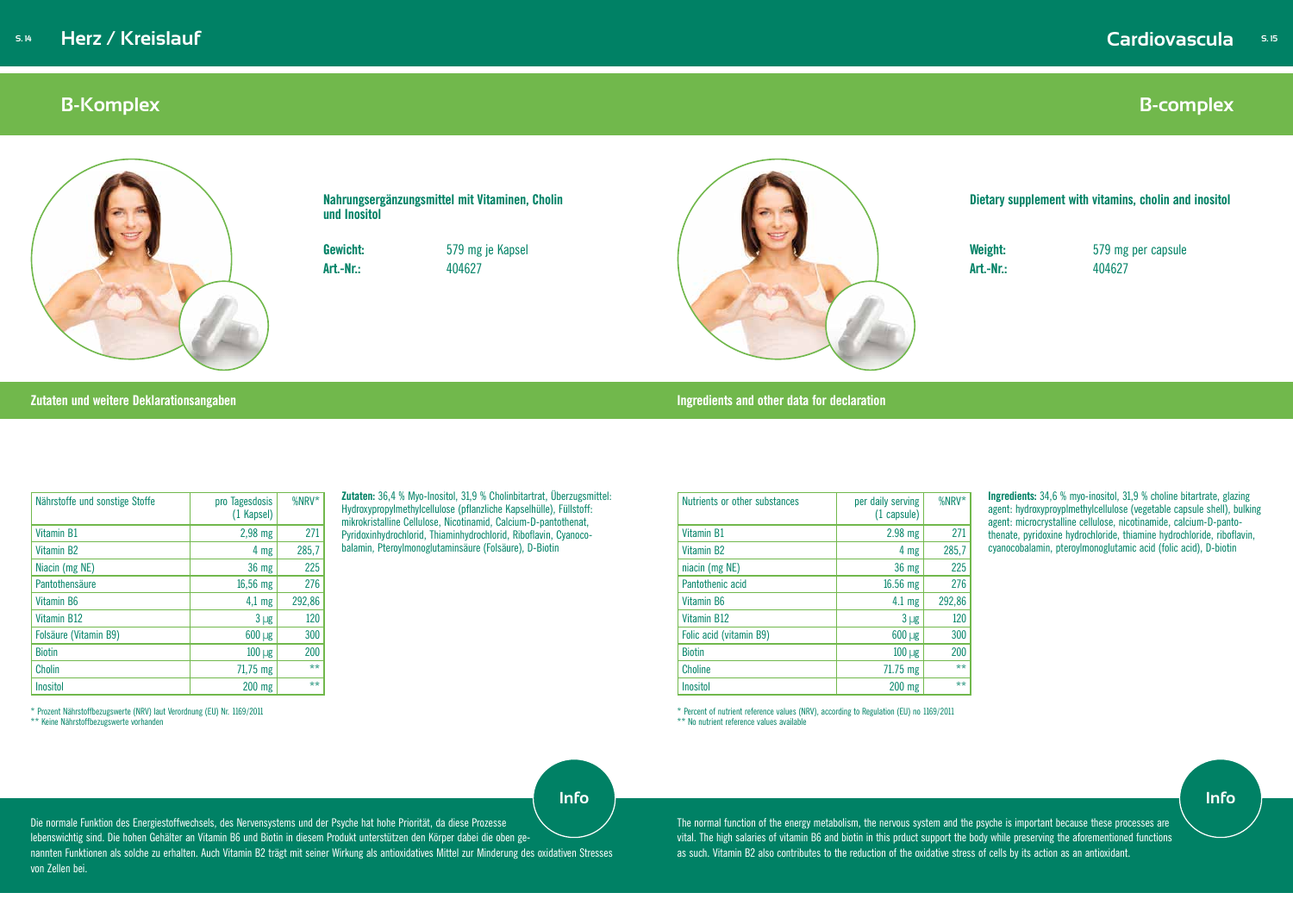## Herz / Kreislauf

## B-Komplex

**Nahrungsergänzungsmittel mit Vitaminen, Cholin und Inositol**

**Gewicht:** 579 mg je Kapsel
**Art.-Nr.:** 404627

### Zutaten und weitere Deklarationsangaben

| Nährstoffe und sonstige Stoffe | pro Tagesdosis (1 Kapsel) | %NRV* |
| --- | --- | --- |
| Vitamin B1 | 2,98 mg | 271 |
| Vitamin B2 | 4 mg | 285,7 |
| Niacin (mg NE) | 36 mg | 225 |
| Pantothensäure | 16,56 mg | 276 |
| Vitamin B6 | 4,1 mg | 292,86 |
| Vitamin B12 | 3 µg | 120 |
| Folsäure (Vitamin B9) | 600 µg | 300 |
| Biotin | 100 µg | 200 |
| Cholin | 71,75 mg | ** |
| Inositol | 200 mg | ** |

\* Prozent Nährstoffbezugswerte (NRV) laut Verordnung (EU) Nr. 1169/2011
\*\* Keine Nährstoffbezugswerte vorhanden

**Zutaten:** 36,4 % Myo-Inositol, 31,9 % Cholinbitartrat, Überzugsmittel: Hydroxypropylmethylcellulose (pflanzliche Kapselhülle), Füllstoff: mikrokristalline Cellulose, Nicotinamid, Calcium-D-pantothenat, Pyridoxinhydrochlorid, Thiaminhydrochlorid, Riboflavin, Cyanocobalamin, Pteroylmonoglutaminsäure (Folsäure), D-Biotin

### Info

Die normale Funktion des Energiestoffwechsels, des Nervensystems und der Psyche hat hohe Priorität, da diese Prozesse lebenswichtig sind. Die hohen Gehälter an Vitamin B6 und Biotin in diesem Produkt unterstützen den Körper dabei die oben genannten Funktionen als solche zu erhalten. Auch Vitamin B2 trägt mit seiner Wirkung als antioxidatives Mittel zur Minderung des oxidativen Stresses von Zellen bei.

## Cardiovascula

## B-complex

**Dietary supplement with vitamins, cholin and inositol**

**Weight:** 579 mg per capsule
**Art.-Nr.:** 404627

### Ingredients and other data for declaration

| Nutrients or other substances | per daily serving (1 capsule) | %NRV* |
| --- | --- | --- |
| Vitamin B1 | 2.98 mg | 271 |
| Vitamin B2 | 4 mg | 285,7 |
| niacin (mg NE) | 36 mg | 225 |
| Pantothenic acid | 16.56 mg | 276 |
| Vitamin B6 | 4.1 mg | 292,86 |
| Vitamin B12 | 3 µg | 120 |
| Folic acid (vitamin B9) | 600 µg | 300 |
| Biotin | 100 µg | 200 |
| Choline | 71.75 mg | ** |
| Inositol | 200 mg | ** |

\* Percent of nutrient reference values (NRV), according to Regulation (EU) no 1169/2011
\*\* No nutrient reference values available

**Ingredients:** 34,6 % myo-inositol, 31,9 % choline bitartrate, glazing agent: hydroxyproyplmethylcellulose (vegetable capsule shell), bulking agent: microcrystalline cellulose, nicotinamide, calcium-D-pantothenate, pyridoxine hydrochloride, thiamine hydrochloride, riboflavin, cyanocobalamin, pteroylmonoglutamic acid (folic acid), D-biotin

### Info

The normal function of the energy metabolism, the nervous system and the psyche is important because these processes are vital. The high salaries of vitamin B6 and biotin in this prduct support the body while preserving the aforementioned functions as such. Vitamin B2 also contributes to the reduction of the oxidative stress of cells by its action as an antioxidant.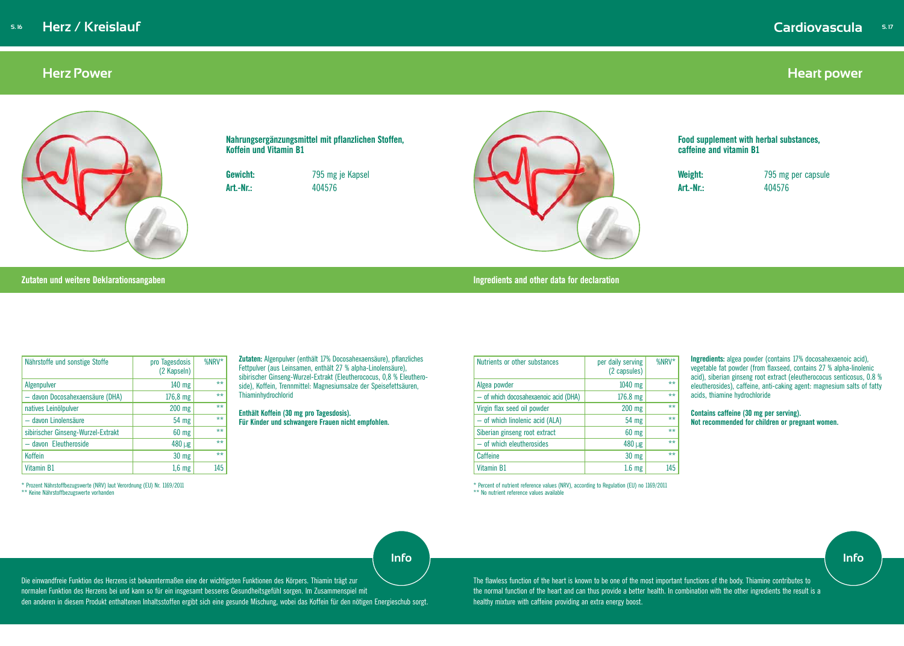# Herz / Kreislauf

## Herz Power

**Nahrungsergänzungsmittel mit pflanzlichen Stoffen, Koffein und Vitamin B1**

**Gewicht:** 795 mg je Kapsel
**Art.-Nr.:** 404576

### Zutaten und weitere Deklarationsangaben

| Nährstoffe und sonstige Stoffe | pro Tagesdosis (2 Kapseln) | %NRV* |
|---|---|---|
| Algenpulver | 140 mg | ** |
| – davon Docosahexaensäure (DHA) | 176,8 mg | ** |
| natives Leinölpulver | 200 mg | ** |
| – davon Linolensäure | 54 mg | ** |
| sibirischer Ginseng-Wurzel-Extrakt | 60 mg | ** |
| – davon Eleutheroside | 480 µg | ** |
| Koffein | 30 mg | ** |
| Vitamin B1 | 1,6 mg | 145 |

\* Prozent Nährstoffbezugswerte (NRV) laut Verordnung (EU) Nr. 1169/2011
\*\* Keine Nährstoffbezugswerte vorhanden

**Zutaten:** Algenpulver (enthält 17% Docosahexaensäure), pflanzliches Fettpulver (aus Leinsamen, enthält 27 % alpha-Linolensäure), sibirischer Ginseng-Wurzel-Extrakt (Eleutherococus, 0,8 % Eleutheroside), Koffein, Trennmittel: Magnesiumsalze der Speisefettsäuren, Thiaminhydrochlorid

**Enthält Koffein (30 mg pro Tagesdosis).**
**Für Kinder und schwangere Frauen nicht empfohlen.**

### Info

Die einwandfreie Funktion des Herzens ist bekanntermaßen eine der wichtigsten Funktionen des Körpers. Thiamin trägt zur normalen Funktion des Herzens bei und kann so für ein insgesamt besseres Gesundheitsgefühl sorgen. Im Zusammenspiel mit den anderen in diesem Produkt enthaltenen Inhaltsstoffen ergibt sich eine gesunde Mischung, wobei das Koffein für den nötigen Energieschub sorgt.

# Cardiovascula

## Heart power

**Food supplement with herbal substances, caffeine and vitamin B1**

**Weight:** 795 mg per capsule
**Art.-Nr.:** 404576

### Ingredients and other data for declaration

| Nutrients or other substances | per daily serving (2 capsules) | %NRV* |
|---|---|---|
| Algea powder | 1040 mg | ** |
| – of which docosahexaenoic acid (DHA) | 176.8 mg | ** |
| Virgin flax seed oil powder | 200 mg | ** |
| – of which linolenic acid (ALA) | 54 mg | ** |
| Siberian ginseng root extract | 60 mg | ** |
| – of which eleutherosides | 480 µg | ** |
| Caffeine | 30 mg | ** |
| Vitamin B1 | 1.6 mg | 145 |

\* Percent of nutrient reference values (NRV), according to Regulation (EU) no 1169/2011
\*\* No nutrient reference values available

**Ingredients:** algea powder (contains 17% docosahexaenoic acid), vegetable fat powder (from flaxseed, contains 27 % alpha-linolenic acid), siberian ginseng root extract (eleutherococus senticosus, 0.8 % eleutherosides), caffeine, anti-caking agent: magnesium salts of fatty acids, thiamine hydrochloride

**Contains caffeine (30 mg per serving).**
**Not recommended for children or pregnant women.**

### Info

The flawless function of the heart is known to be one of the most important functions of the body. Thiamine contributes to the normal function of the heart and can thus provide a better health. In combination with the other ingredients the result is a healthy mixture with caffeine providing an extra energy boost.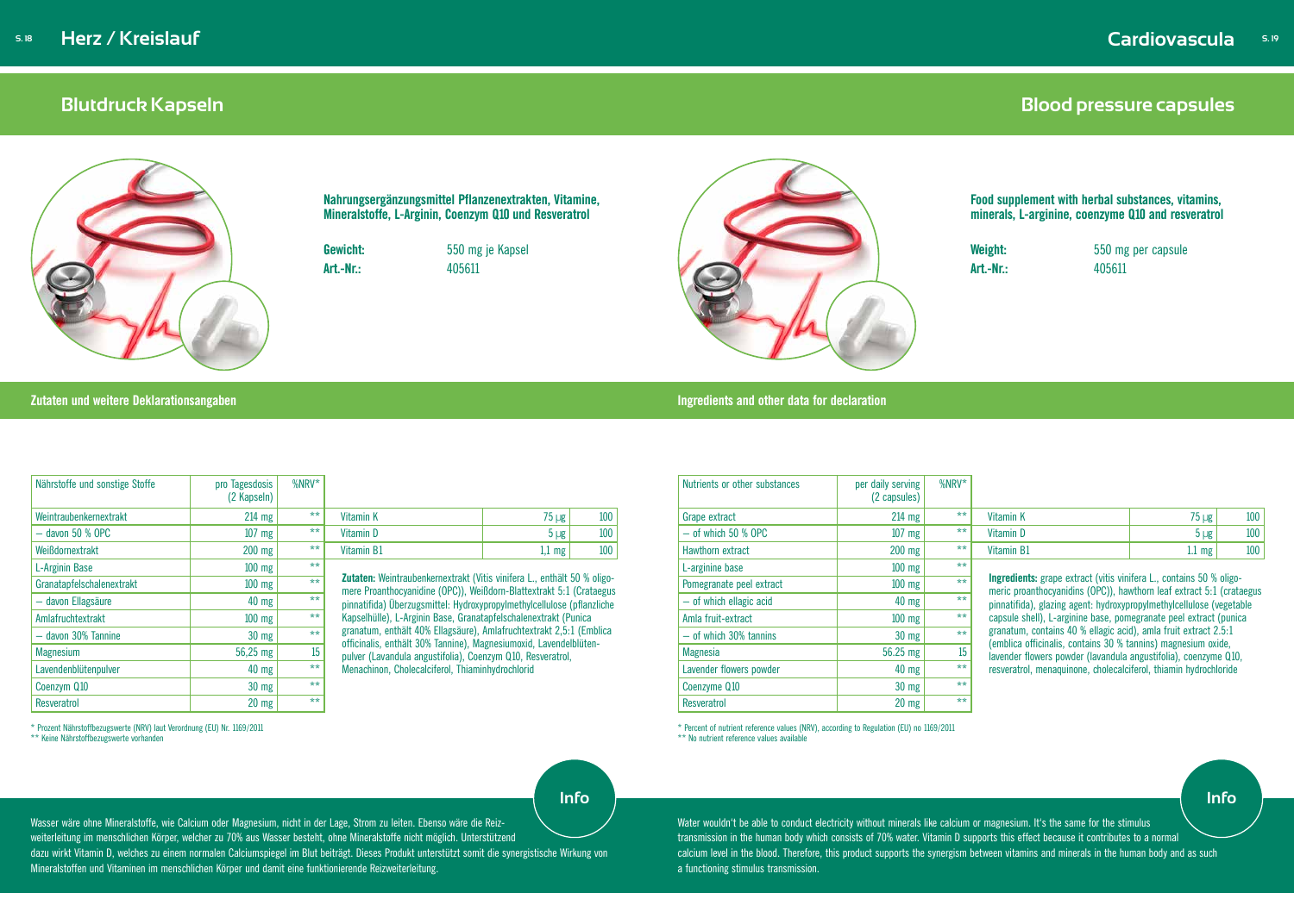# Herz / Kreislauf

## Blutdruck Kapseln

**Nahrungsergänzungsmittel Pflanzenextrakten, Vitamine, Mineralstoffe, L-Arginin, Coenzym Q10 und Resveratrol**

**Gewicht:** 550 mg je Kapsel
**Art.-Nr.:** 405611

### Zutaten und weitere Deklarationsangaben

| Nährstoffe und sonstige Stoffe | pro Tagesdosis (2 Kapseln) | %NRV* |
|---|---|---|
| Weintraubenkernextrakt | 214 mg | ** |
| – davon 50 % OPC | 107 mg | ** |
| Weißdornextrakt | 200 mg | ** |
| L-Arginin Base | 100 mg | ** |
| Granatapfelschalenextrakt | 100 mg | ** |
| – davon Ellagsäure | 40 mg | ** |
| Amlafruchtextrakt | 100 mg | ** |
| – davon 30% Tannine | 30 mg | ** |
| Magnesium | 56,25 mg | 15 |
| Lavendenblütenpulver | 40 mg | ** |
| Coenzym Q10 | 30 mg | ** |
| Resveratrol | 20 mg | ** |

| | | |
|---|---|---|
| Vitamin K | 75 µg | 100 |
| Vitamin D | 5 µg | 100 |
| Vitamin B1 | 1,1 mg | 100 |

**Zutaten:** Weintraubenkernextrakt (Vitis vinifera L., enthält 50 % oligomere Proanthocyanidine (OPC)), Weißdorn-Blattextrakt 5:1 (Crataegus pinnatifida) Überzugsmittel: Hydroxypropylmethylcellulose (pflanzliche Kapselhülle), L-Arginin Base, Granatapfelschalenextrakt (Punica granatum, enthält 40% Ellagsäure), Amlafruchtextrakt 2,5:1 (Emblica officinalis, enthält 30% Tannine), Magnesiumoxid, Lavendelblütenpulver (Lavandula angustifolia), Coenzym Q10, Resveratrol, Menachinon, Cholecalciferol, Thiaminhydrochlorid

\* Prozent Nährstoffbezugswerte (NRV) laut Verordnung (EU) Nr. 1169/2011
\*\* Keine Nährstoffbezugswerte vorhanden

**Info**

Wasser wäre ohne Mineralstoffe, wie Calcium oder Magnesium, nicht in der Lage, Strom zu leiten. Ebenso wäre die Reizweiterleitung im menschlichen Körper, welcher zu 70% aus Wasser besteht, ohne Mineralstoffe nicht möglich. Unterstützend dazu wirkt Vitamin D, welches zu einem normalen Calciumspiegel im Blut beiträgt. Dieses Produkt unterstützt somit die synergistische Wirkung von Mineralstoffen und Vitaminen im menschlichen Körper und damit eine funktionierende Reizweiterleitung.

# Cardiovascula

## Blood pressure capsules

**Food supplement with herbal substances, vitamins, minerals, L-arginine, coenzyme Q10 and resveratrol**

**Weight:** 550 mg per capsule
**Art.-Nr.:** 405611

### Ingredients and other data for declaration

| Nutrients or other substances | per daily serving (2 capsules) | %NRV* |
|---|---|---|
| Grape extract | 214 mg | ** |
| – of which 50 % OPC | 107 mg | ** |
| Hawthorn extract | 200 mg | ** |
| L-arginine base | 100 mg | ** |
| Pomegranate peel extract | 100 mg | ** |
| – of which ellagic acid | 40 mg | ** |
| Amla fruit-extract | 100 mg | ** |
| – of which 30% tannins | 30 mg | ** |
| Magnesia | 56.25 mg | 15 |
| Lavender flowers powder | 40 mg | ** |
| Coenzyme Q10 | 30 mg | ** |
| Resveratrol | 20 mg | ** |

| | | |
|---|---|---|
| Vitamin K | 75 µg | 100 |
| Vitamin D | 5 µg | 100 |
| Vitamin B1 | 1.1 mg | 100 |

**Ingredients:** grape extract (vitis vinifera L., contains 50 % oligomeric proanthocyanidins (OPC)), hawthorn leaf extract 5:1 (crataegus pinnatifida), glazing agent: hydroxypropylmethylcellulose (vegetable capsule shell), L-arginine base, pomegranate peel extract (punica granatum, contains 40 % ellagic acid), amla fruit extract 2.5:1 (emblica officinalis, contains 30 % tannins) magnesium oxide, lavender flowers powder (lavandula angustifolia), coenzyme Q10, resveratrol, menaquinone, cholecalciferol, thiamin hydrochloride

\* Percent of nutrient reference values (NRV), according to Regulation (EU) no 1169/2011
\*\* No nutrient reference values available

**Info**

Water wouldn't be able to conduct electricity without minerals like calcium or magnesium. It's the same for the stimulus transmission in the human body which consists of 70% water. Vitamin D supports this effect because it contributes to a normal calcium level in the blood. Therefore, this product supports the synergism between vitamins and minerals in the human body and as such a functioning stimulus transmission.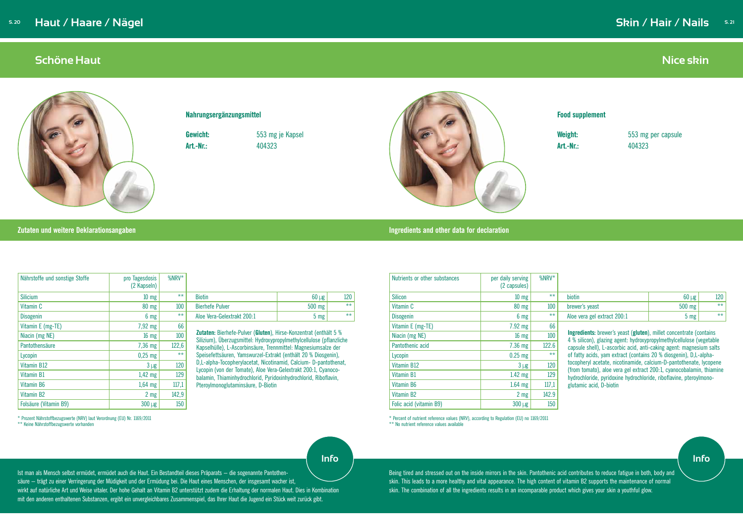# Haut / Haare / Nägel

## Schöne Haut

**Nahrungsergänzungsmittel**

**Gewicht:** 553 mg je Kapsel
**Art.-Nr.:** 404323

### Zutaten und weitere Deklarationsangaben

| Nährstoffe und sonstige Stoffe | pro Tagesdosis (2 Kapseln) | %NRV* |
|---|---|---|
| Silicium | 10 mg | ** |
| Vitamin C | 80 mg | 100 |
| Disogenin | 6 mg | ** |
| Vitamin E (mg-TE) | 7,92 mg | 66 |
| Niacin (mg NE) | 16 mg | 100 |
| Pantothensäure | 7,36 mg | 122,6 |
| Lycopin | 0,25 mg | ** |
| Vitamin B12 | 3 µg | 120 |
| Vitamin B1 | 1,42 mg | 129 |
| Vitamin B6 | 1,64 mg | 117,1 |
| Vitamin B2 | 2 mg | 142,9 |
| Folsäure (Vitamin B9) | 300 µg | 150 |
| Biotin | 60 µg | 120 |
| Bierhefe Pulver | 500 mg | ** |
| Aloe Vera-Gelextrakt 200:1 | 5 mg | ** |

**Zutaten:** Bierhefe-Pulver (**Gluten**), Hirse-Konzentrat (enthält 5 % Silizium), Überzugsmittel: Hydroxypropylmethylcellulose (pflanzliche Kapselhülle), L-Ascorbinsäure, Trennmittel: Magnesiumsalze der Speisefettsäuren, Yamswurzel-Extrakt (enthält 20 % Diosgenin), D,L-alpha-Tocopherylacetat, Nicotinamid, Calcium- D-pantothenat, Lycopin (von der Tomate), Aloe Vera-Gelextrakt 200:1, Cyanocobalamin, Thiaminhydrochlorid, Pyridoxinhydrochlorid, Riboflavin, Pteroylmonoglutaminsäure, D-Biotin

\* Prozent Nährstoffbezugswerte (NRV) laut Verordnung (EU) Nr. 1169/2011
\*\* Keine Nährstoffbezugswerte vorhanden

**Info**

Ist man als Mensch selbst ermüdet, ermüdet auch die Haut. Ein Bestandteil dieses Präparats – die sogenannte Pantothensäure – trägt zu einer Verringerung der Müdigkeit und der Ermüdung bei. Die Haut eines Menschen, der insgesamt wacher ist, wirkt auf natürliche Art und Weise vitaler. Der hohe Gehalt an Vitamin B2 unterstützt zudem die Erhaltung der normalen Haut. Dies in Kombination mit den anderen enthaltenen Substanzen, ergibt ein unvergleichbares Zusammenspiel, das Ihrer Haut die Jugend ein Stück weit zurück gibt.

# Skin / Hair / Nails

## Nice skin

**Food supplement**

**Weight:** 553 mg per capsule
**Art.-Nr.:** 404323

### Ingredients and other data for declaration

| Nutrients or other substances | per daily serving (2 capsules) | %NRV* |
|---|---|---|
| Silicon | 10 mg | ** |
| Vitamin C | 80 mg | 100 |
| Disogenin | 6 mg | ** |
| Vitamin E (mg-TE) | 7.92 mg | 66 |
| Niacin (mg NE) | 16 mg | 100 |
| Pantothenic acid | 7.36 mg | 122.6 |
| Lycopin | 0.25 mg | ** |
| Vitamin B12 | 3 µg | 120 |
| Vitamin B1 | 1.42 mg | 129 |
| Vitamin B6 | 1.64 mg | 117,1 |
| Vitamin B2 | 2 mg | 142.9 |
| Folic acid (vitamin B9) | 300 µg | 150 |
| biotin | 60 µg | 120 |
| brewer's yeast | 500 mg | ** |
| Aloe vera gel extract 200:1 | 5 mg | ** |

**Ingredients:** brewer's yeast (**gluten**), millet concentrate (contains 4 % silicon), glazing agent: hydroxypropylmethylcellulose (vegetable capsule shell), L-ascorbic acid, anti-caking agent: magnesium salts of fatty acids, yam extract (contains 20 % diosgenin), D,L-alpha-tocopheryl acetate, nicotinamide, calcium-D-pantothenate, lycopene (from tomato), aloe vera gel extract 200:1, cyanocobalamin, thiamine hydrochloride, pyridoxine hydrochloride, riboflavine, pteroylmono-glutamic acid, D-biotin

\* Percent of nutrient reference values (NRV), according to Regulation (EU) no 1169/2011
\*\* No nutrient reference values available

**Info**

Being tired and stressed out on the inside mirrors in the skin. Pantothenic acid contributes to reduce fatigue in both, body and skin. This leads to a more healthy and vital appearance. The high content of vitamin B2 supports the maintenance of normal skin. The combination of all the ingredients results in an incomparable product which gives your skin a youthful glow.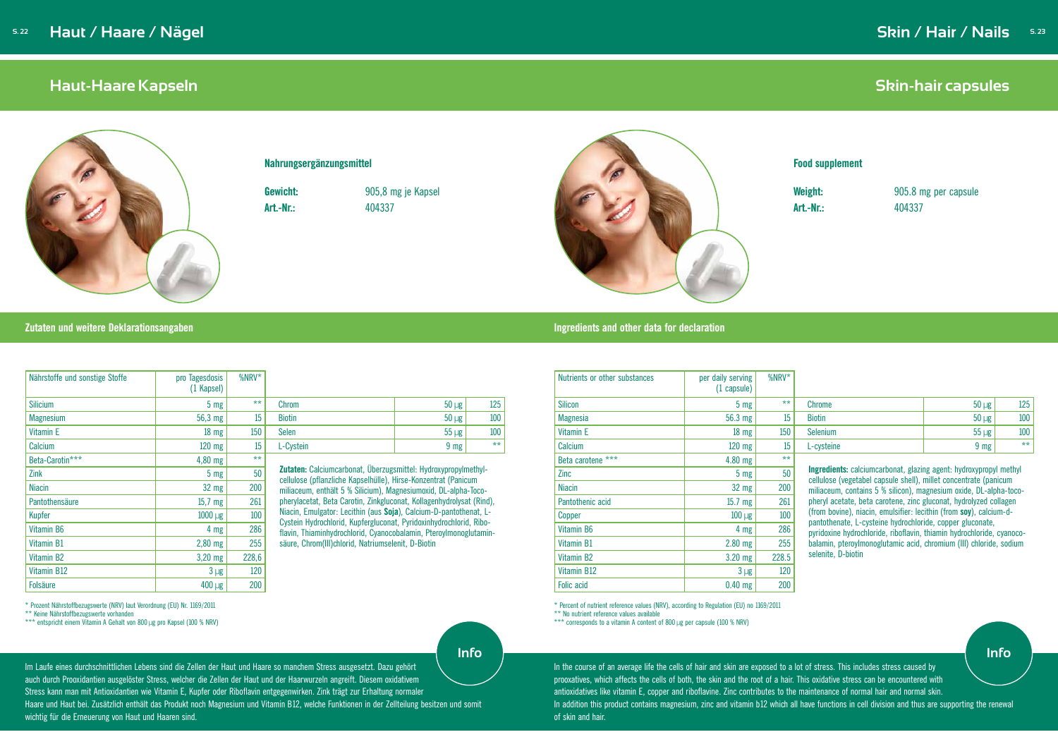# Haut / Haare / Nägel

## Haut-Haare Kapseln

**Nahrungsergänzungsmittel**

**Gewicht:** 905,8 mg je Kapsel
**Art.-Nr.:** 404337

### Zutaten und weitere Deklarationsangaben

| Nährstoffe und sonstige Stoffe | pro Tagesdosis (1 Kapsel) | %NRV* |
|---|---|---|
| Silicium | 5 mg | ** |
| Magnesium | 56,3 mg | 15 |
| Vitamin E | 18 mg | 150 |
| Calcium | 120 mg | 15 |
| Beta-Carotin*** | 4,80 mg | ** |
| Zink | 5 mg | 50 |
| Niacin | 32 mg | 200 |
| Pantothensäure | 15,7 mg | 261 |
| Kupfer | 1000 µg | 100 |
| Vitamin B6 | 4 mg | 286 |
| Vitamin B1 | 2,80 mg | 255 |
| Vitamin B2 | 3,20 mg | 228,6 |
| Vitamin B12 | 3 µg | 120 |
| Folsäure | 400 µg | 200 |
| Chrom | 50 µg | 125 |
| Biotin | 50 µg | 100 |
| Selen | 55 µg | 100 |
| L-Cystein | 9 mg | ** |

\* Prozent Nährstoffbezugswerte (NRV) laut Verordnung (EU) Nr. 1169/2011
\*\* Keine Nährstoffbezugswerte vorhanden
\*\*\* entspricht einem Vitamin A Gehalt von 800 µg pro Kapsel (100 % NRV)

**Zutaten:** Calciumcarbonat, Überzugsmittel: Hydroxypropylmethylcellulose (pflanzliche Kapselhülle), Hirse-Konzentrat (Panicum miliaceum, enthält 5 % Silicium), Magnesiumoxid, DL-alpha-Tocopherylacetat, Beta Carotin, Zinkgluconat, Kollagenhydrolysat (Rind), Niacin, Emulgator: Lecithin (aus **Soja**), Calcium-D-pantothenat, L-Cystein Hydrochlorid, Kupfergluconat, Pyridoxinhydrochlorid, Riboflavin, Thiaminhydrochlorid, Cyanocobalamin, Pteroylmonoglutaminsäure, Chrom(III)chlorid, Natriumselenit, D-Biotin

**Info**

Im Laufe eines durchschnittlichen Lebens sind die Zellen der Haut und Haare so manchem Stress ausgesetzt. Dazu gehört auch durch Prooxidantien ausgelöster Stress, welcher die Zellen der Haut und der Haarwurzeln angreift. Diesem oxidativem Stress kann man mit Antioxidantien wie Vitamin E, Kupfer oder Riboflavin entgegenwirken. Zink trägt zur Erhaltung normaler Haare und Haut bei. Zusätzlich enthält das Produkt noch Magnesium und Vitamin B12, welche Funktionen in der Zellteilung besitzen und somit wichtig für die Erneuerung von Haut und Haaren sind.

# Skin / Hair / Nails

## Skin-hair capsules

**Food supplement**

**Weight:** 905.8 mg per capsule
**Art.-Nr.:** 404337

### Ingredients and other data for declaration

| Nutrients or other substances | per daily serving (1 capsule) | %NRV* |
|---|---|---|
| Silicon | 5 mg | ** |
| Magnesia | 56.3 mg | 15 |
| Vitamin E | 18 mg | 150 |
| Calcium | 120 mg | 15 |
| Beta carotene *** | 4.80 mg | ** |
| Zinc | 5 mg | 50 |
| Niacin | 32 mg | 200 |
| Pantothenic acid | 15.7 mg | 261 |
| Copper | 100 µg | 100 |
| Vitamin B6 | 4 mg | 286 |
| Vitamin B1 | 2.80 mg | 255 |
| Vitamin B2 | 3.20 mg | 228.5 |
| Vitamin B12 | 3 µg | 120 |
| Folic acid | 0.40 mg | 200 |
| Chrome | 50 µg | 125 |
| Biotin | 50 µg | 100 |
| Selenium | 55 µg | 100 |
| L-cysteine | 9 mg | ** |

\* Percent of nutrient reference values (NRV), according to Regulation (EU) no 1169/2011
\*\* No nutrient reference values available
\*\*\* corresponds to a vitamin A content of 800 µg per capsule (100 % NRV)

**Ingredients:** calciumcarbonat, glazing agent: hydroxypropyl methyl cellulose (vegetabel capsule shell), millet concentrate (panicum miliaceum, contains 5 % silicon), magnesium oxide, DL-alpha-tocopheryl acetate, beta carotene, zinc gluconat, hydrolyzed collagen (from bovine), niacin, emulsifier: lecithin (from **soy**), calcium-d-pantothenate, L-cysteine hydrochloride, copper gluconate, pyridoxine hydrochloride, riboflavin, thiamin hydrochloride, cyanocobalamin, pteroylmonoglutamic acid, chromium (III) chloride, sodium selenite, D-biotin

**Info**

In the course of an average life the cells of hair and skin are exposed to a lot of stress. This includes stress caused by prooxatives, which affects the cells of both, the skin and the root of a hair. This oxidative stress can be encountered with antioxidatives like vitamin E, copper and riboflavine. Zinc contributes to the maintenance of normal hair and normal skin.
In addition this product contains magnesium, zinc and vitamin b12 which all have functions in cell division and thus are supporting the renewal of skin and hair.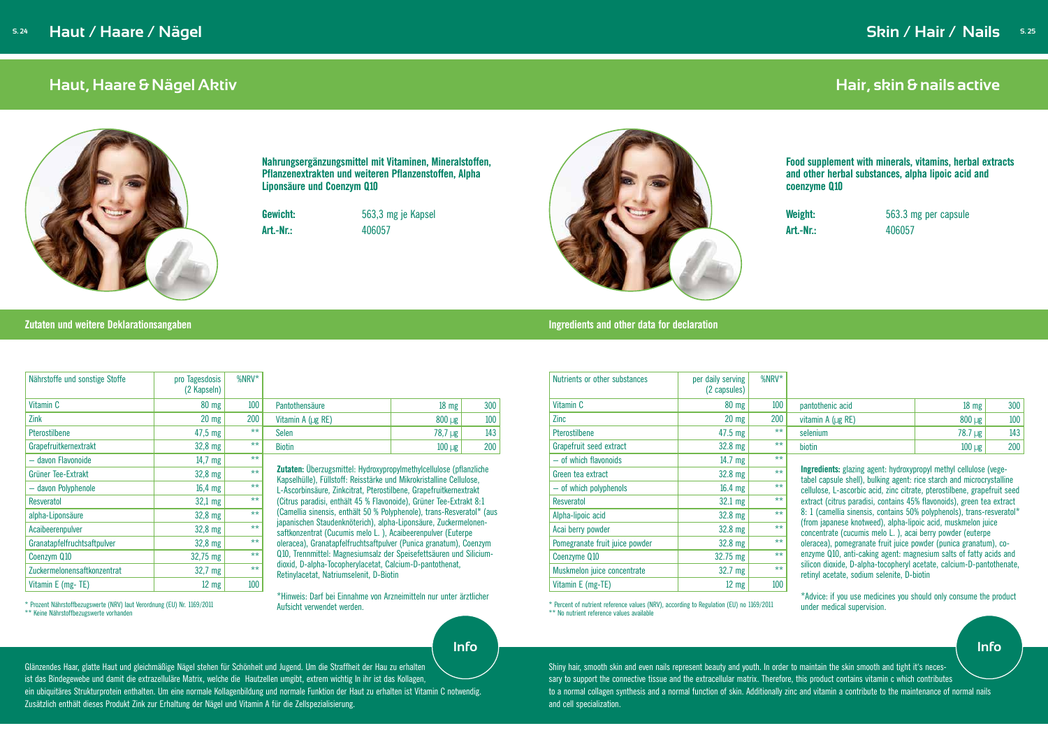# Haut / Haare / Nägel

## Haut, Haare & Nägel Aktiv

**Nahrungsergänzungsmittel mit Vitaminen, Mineralstoffen, Pflanzenextrakten und weiteren Pflanzenstoffen, Alpha Liponsäure und Coenzym Q10**

**Gewicht:** 563,3 mg je Kapsel
**Art.-Nr.:** 406057

### Zutaten und weitere Deklarationsangaben

| Nährstoffe und sonstige Stoffe | pro Tagesdosis (2 Kapseln) | %NRV* |
|---|---|---|
| Vitamin C | 80 mg | 100 |
| Zink | 20 mg | 200 |
| Pterostilbene | 47,5 mg | ** |
| Grapefruitkernextrakt | 32,8 mg | ** |
| – davon Flavonoide | 14,7 mg | ** |
| Grüner Tee-Extrakt | 32,8 mg | ** |
| – davon Polyphenole | 16,4 mg | ** |
| Resveratol | 32,1 mg | ** |
| alpha-Liponsäure | 32,8 mg | ** |
| Acaibeerenpulver | 32,8 mg | ** |
| Granatapfelfruchtsaftpulver | 32,8 mg | ** |
| Coenzym Q10 | 32,75 mg | ** |
| Zuckermelonensaftkonzentrat | 32,7 mg | ** |
| Vitamin E (mg- TE) | 12 mg | 100 |
| Pantothensäure | 18 mg | 300 |
| Vitamin A (µg RE) | 800 µg | 100 |
| Selen | 78,7 µg | 143 |
| Biotin | 100 µg | 200 |

\* Prozent Nährstoffbezugswerte (NRV) laut Verordnung (EU) Nr. 1169/2011
\** Keine Nährstoffbezugswerte vorhanden

**Zutaten:** Überzugsmittel: Hydroxypropylmethylcellulose (pflanzliche Kapselhülle), Füllstoff: Reisstärke und Mikrokristalline Cellulose, L-Ascorbinsäure, Zinkcitrat, Pterostilbene, Grapefruitkernextrakt (Citrus paradisi, enthält 45 % Flavonoide), Grüner Tee-Extrakt 8:1 (Camellia sinensis, enthält 50 % Polyphenole), trans-Resveratol* (aus japanischen Staudenknöterich), alpha-Liponsäure, Zuckermelonen-saftkonzentrat (Cucumis melo L. ), Acaibeerenpulver (Euterpe oleracea), Granatapfelfruchtsaftpulver (Punica granatum), Coenzym Q10, Trennmittel: Magnesiumsalz der Speisefettsäuren und Silicium-dioxid, D-alpha-Tocopherylacetat, Calcium-D-pantothenat, Retinylacetat, Natriumselenit, D-Biotin

*Hinweis: Darf bei Einnahme von Arzneimitteln nur unter ärztlicher Aufsicht verwendet werden.

### Info

Glänzendes Haar, glatte Haut und gleichmäßige Nägel stehen für Schönheit und Jugend. Um die Straffheit der Hau zu erhalten ist das Bindegewebe und damit die extrazelluläre Matrix, welche die Hautzellen umgibt, extrem wichtig In ihr ist das Kollagen, ein ubiquitäres Strukturprotein enthalten. Um eine normale Kollagenbildung und normale Funktion der Haut zu erhalten ist Vitamin C notwendig. Zusätzlich enthält dieses Produkt Zink zur Erhaltung der Nägel und Vitamin A für die Zellspezialisierung.

# Skin / Hair / Nails

## Hair, skin & nails active

**Food supplement with minerals, vitamins, herbal extracts and other herbal substances, alpha lipoic acid and coenzyme Q10**

**Weight:** 563.3 mg per capsule
**Art.-Nr.:** 406057

### Ingredients and other data for declaration

| Nutrients or other substances | per daily serving (2 capsules) | %NRV* |
|---|---|---|
| Vitamin C | 80 mg | 100 |
| Zinc | 20 mg | 200 |
| Pterostilbene | 47.5 mg | ** |
| Grapefruit seed extract | 32.8 mg | ** |
| – of which flavonoids | 14.7 mg | ** |
| Green tea extract | 32.8 mg | ** |
| – of which polyphenols | 16.4 mg | ** |
| Resveratol | 32.1 mg | ** |
| Alpha-lipoic acid | 32.8 mg | ** |
| Acai berry powder | 32.8 mg | ** |
| Pomegranate fruit juice powder | 32.8 mg | ** |
| Coenzyme Q10 | 32.75 mg | ** |
| Muskmelon juice concentrate | 32.7 mg | ** |
| Vitamin E (mg-TE) | 12 mg | 100 |
| pantothenic acid | 18 mg | 300 |
| vitamin A (µg RE) | 800 µg | 100 |
| selenium | 78.7 µg | 143 |
| biotin | 100 µg | 200 |

\* Percent of nutrient reference values (NRV), according to Regulation (EU) no 1169/2011
\** No nutrient reference values available

**Ingredients:** glazing agent: hydroxypropyl methyl cellulose (vege-tabel capsule shell), bulking agent: rice starch and microcrystalline cellulose, L-ascorbic acid, zinc citrate, pterostilbene, grapefruit seed extract (citrus paradisi, contains 45% flavonoids), green tea extract 8: 1 (camellia sinensis, contains 50% polyphenols), trans-resveratol* (from japanese knotweed), alpha-lipoic acid, muskmelon juice concentrate (cucumis melo L. ), acai berry powder (euterpe oleracea), pomegranate fruit juice powder (punica granatum), co-enzyme Q10, anti-caking agent: magnesium salts of fatty acids and silicon dioxide, D-alpha-tocopheryl acetate, calcium-D-pantothenate, retinyl acetate, sodium selenite, D-biotin

*Advice: if you use medicines you should only consume the product under medical supervision.

### Info

Shiny hair, smooth skin and even nails represent beauty and youth. In order to maintain the skin smooth and tight it's neces-sary to support the connective tissue and the extracellular matrix. Therefore, this product contains vitamin c which contributes to a normal collagen synthesis and a normal function of skin. Additionally zinc and vitamin a contribute to the maintenance of normal nails and cell specialization.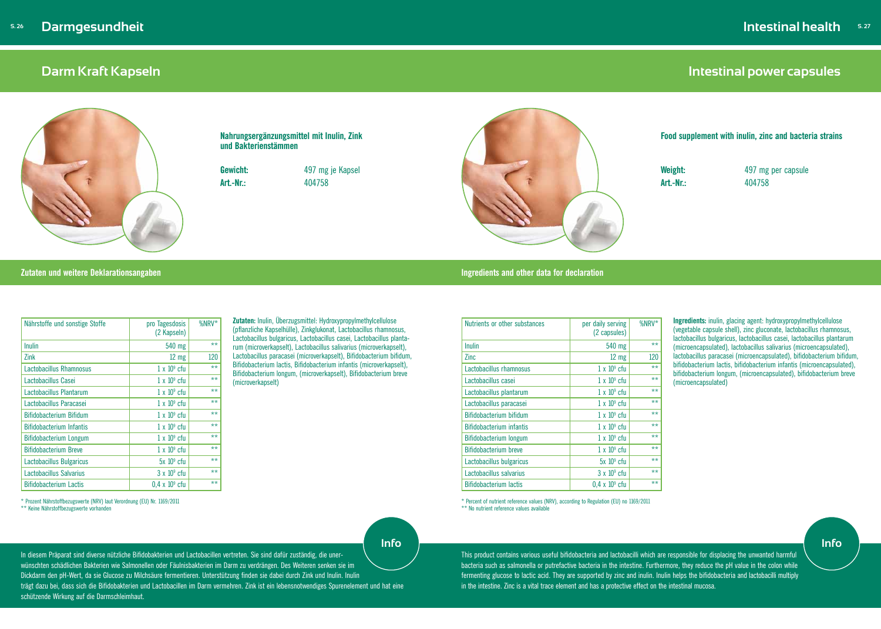# Darmgesundheit

## Darm Kraft Kapseln

**Nahrungsergänzungsmittel mit Inulin, Zink und Bakterienstämmen**

**Gewicht:** 497 mg je Kapsel
**Art.-Nr.:** 404758

### Zutaten und weitere Deklarationsangaben

| Nährstoffe und sonstige Stoffe | pro Tagesdosis (2 Kapseln) | %NRV* |
|---|---|---|
| Inulin | 540 mg | ** |
| Zink | 12 mg | 120 |
| Lactobacillus Rhamnosus | 1 x $10^9$ cfu | ** |
| Lactobacillus Casei | 1 x $10^9$ cfu | ** |
| Lactobacillus Plantarum | 1 x $10^9$ cfu | ** |
| Lactobacillus Paracasei | 1 x $10^9$ cfu | ** |
| Bifidobacterium Bifidum | 1 x $10^9$ cfu | ** |
| Bifidobacterium Infantis | 1 x $10^9$ cfu | ** |
| Bifidobacterium Longum | 1 x $10^9$ cfu | ** |
| Bifidobacterium Breve | 1 x $10^9$ cfu | ** |
| Lactobacillus Bulgaricus | 5x $10^9$ cfu | ** |
| Lactobacillus Salvarius | 3 x $10^9$ cfu | ** |
| Bifidobacterium Lactis | 0,4 x $10^9$ cfu | ** |

\* Prozent Nährstoffbezugswerte (NRV) laut Verordnung (EU) Nr. 1169/2011
** Keine Nährstoffbezugswerte vorhanden

**Zutaten:** Inulin, Überzugsmittel: Hydroxypropylmethylcellulose (pflanzliche Kapselhülle), Zinkglukonat, Lactobacillus rhamnosus, Lactobacillus bulgaricus, Lactobacillus casei, Lactobacillus plantarum (microverkapselt), Lactobacillus salivarius (microverkapselt), Lactobacillus paracasei (microverkapselt), Bifidobacterium bifidum, Bifidobacterium lactis, Bifidobacterium infantis (microverkapselt), Bifidobacterium longum, (microverkapselt), Bifidobacterium breve (microverkapselt)

**Info**

In diesem Präparat sind diverse nützliche Bifidobakterien und Lactobacillen vertreten. Sie sind dafür zuständig, die unerwünschten schädlichen Bakterien wie Salmonellen oder Fäulnisbakterien im Darm zu verdrängen. Des Weiteren senken sie im Dickdarm den pH-Wert, da sie Glucose zu Milchsäure fermentieren. Unterstützung finden sie dabei durch Zink und Inulin. Inulin trägt dazu bei, dass sich die Bifidobakterien und Lactobacillen im Darm vermehren. Zink ist ein lebensnotwendiges Spurenelement und hat eine schützende Wirkung auf die Darmschleimhaut.

# Intestinal health

## Intestinal power capsules

**Food supplement with inulin, zinc and bacteria strains**

**Weight:** 497 mg per capsule
**Art.-Nr.:** 404758

### Ingredients and other data for declaration

| Nutrients or other substances | per daily serving (2 capsules) | %NRV* |
|---|---|---|
| Inulin | 540 mg | ** |
| Zinc | 12 mg | 120 |
| Lactobacillus rhamnosus | 1 x $10^9$ cfu | ** |
| Lactobacillus casei | 1 x $10^9$ cfu | ** |
| Lactobacillus plantarum | 1 x $10^9$ cfu | ** |
| Lactobacillus paracasei | 1 x $10^9$ cfu | ** |
| Bifidobacterium bifidum | 1 x $10^9$ cfu | ** |
| Bifidobacterium infantis | 1 x $10^9$ cfu | ** |
| Bifidobacterium longum | 1 x $10^9$ cfu | ** |
| Bifidobacterium breve | 1 x $10^9$ cfu | ** |
| Lactobacillus bulgaricus | 5x $10^9$ cfu | ** |
| Lactobacillus salvarius | 3 x $10^9$ cfu | ** |
| Bifidobacterium lactis | 0,4 x $10^9$ cfu | ** |

\* Percent of nutrient reference values (NRV), according to Regulation (EU) no 1169/2011
** No nutrient reference values available

**Ingredients:** inulin, glacing agent: hydroxypropylmethylcellulose (vegetable capsule shell), zinc gluconate, lactobacillus rhamnosus, lactobacillus bulgaricus, lactobacillus casei, lactobacillus plantarum (microencapsulated), lactobacillus salivarius (microencapsulated), lactobacillus paracasei (microencapsulated), bifidobacterium bifidum, bifidobacterium lactis, bifidobacterium infantis (microencapsulated), bifidobacterium longum, (microencapsulated), bifidobacterium breve (microencapsulated)

**Info**

This product contains various useful bifidobacteria and lactobacilli which are responsible for displacing the unwanted harmful bacteria such as salmonella or putrefactive bacteria in the intestine. Furthermore, they reduce the pH value in the colon while fermenting glucose to lactic acid. They are supported by zinc and inulin. Inulin helps the bifidobacteria and lactobacilli multiply in the intestine. Zinc is a vital trace element and has a protective effect on the intestinal mucosa.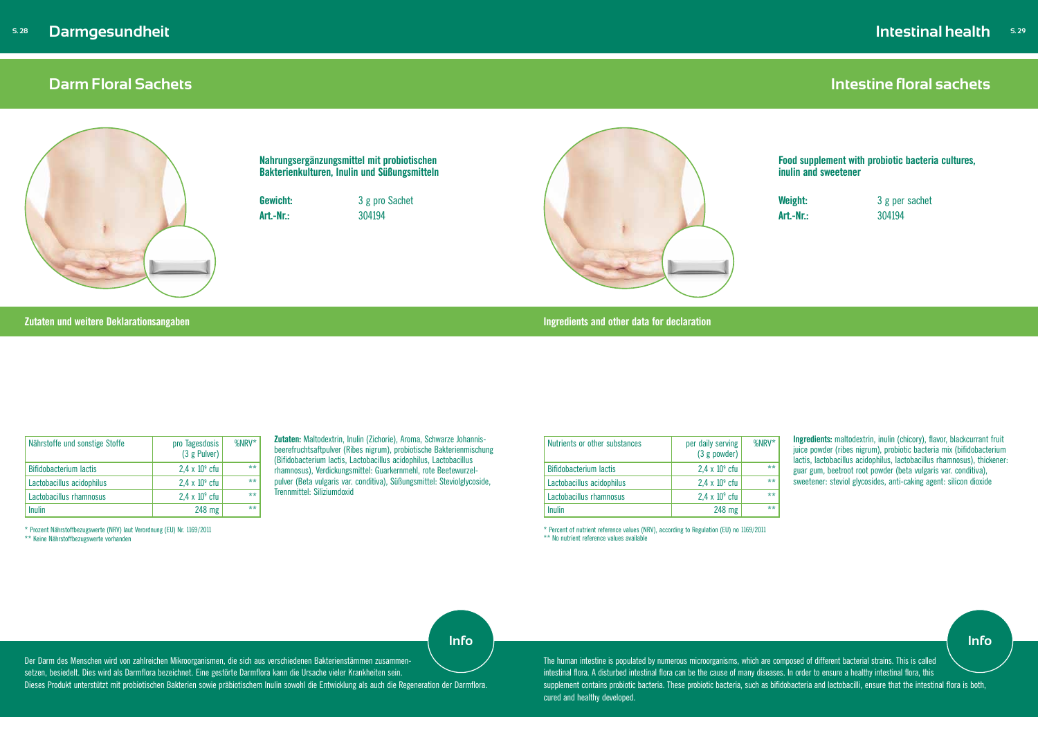# Darmgesundheit

## Darm Floral Sachets

**Nahrungsergänzungsmittel mit probiotischen Bakterienkulturen, Inulin und Süßungsmitteln**

**Gewicht:** 3 g pro Sachet
**Art.-Nr.:** 304194

### Zutaten und weitere Deklarationsangaben

| Nährstoffe und sonstige Stoffe | pro Tagesdosis (3 g Pulver) | %NRV* |
|---|---|---|
| Bifidobacterium lactis | $2{,}4 \times 10^9$ cfu | ** |
| Lactobacillus acidophilus | $2{,}4 \times 10^9$ cfu | ** |
| Lactobacillus rhamnosus | $2{,}4 \times 10^9$ cfu | ** |
| Inulin | 248 mg | ** |

\* Prozent Nährstoffbezugswerte (NRV) laut Verordnung (EU) Nr. 1169/2011
\** Keine Nährstoffbezugswerte vorhanden

**Zutaten:** Maltodextrin, Inulin (Zichorie), Aroma, Schwarze Johannisbeerefruchtsaftpulver (Ribes nigrum), probiotische Bakterienmischung (Bifidobacterium lactis, Lactobacillus acidophilus, Lactobacillus rhamnosus), Verdickungsmittel: Guarkernmehl, rote Beetewurzelpulver (Beta vulgaris var. conditiva), Süßungsmittel: Steviolglycoside, Trennmittel: Siliziumdoxid

**Info**

Der Darm des Menschen wird von zahlreichen Mikroorganismen, die sich aus verschiedenen Bakterienstämmen zusammensetzen, besiedelt. Dies wird als Darmflora bezeichnet. Eine gestörte Darmflora kann die Ursache vieler Krankheiten sein. Dieses Produkt unterstützt mit probiotischen Bakterien sowie präbiotischem Inulin sowohl die Entwicklung als auch die Regeneration der Darmflora.

# Intestinal health

## Intestine floral sachets

**Food supplement with probiotic bacteria cultures, inulin and sweetener**

**Weight:** 3 g per sachet
**Art.-Nr.:** 304194

### Ingredients and other data for declaration

| Nutrients or other substances | per daily serving (3 g powder) | %NRV* |
|---|---|---|
| Bifidobacterium lactis | $2{,}4 \times 10^9$ cfu | ** |
| Lactobacillus acidophilus | $2{,}4 \times 10^9$ cfu | ** |
| Lactobacillus rhamnosus | $2{,}4 \times 10^9$ cfu | ** |
| Inulin | 248 mg | ** |

\* Percent of nutrient reference values (NRV), according to Regulation (EU) no 1169/2011
\** No nutrient reference values available

**Ingredients:** maltodextrin, inulin (chicory), flavor, blackcurrant fruit juice powder (ribes nigrum), probiotic bacteria mix (bifidobacterium lactis, lactobacillus acidophilus, lactobacillus rhamnosus), thickener: guar gum, beetroot root powder (beta vulgaris var. conditiva), sweetener: steviol glycosides, anti-caking agent: silicon dioxide

**Info**

The human intestine is populated by numerous microorganisms, which are composed of different bacterial strains. This is called intestinal flora. A disturbed intestinal flora can be the cause of many diseases. In order to ensure a healthy intestinal flora, this supplement contains probiotic bacteria. These probiotic bacteria, such as bifidobacteria and lactobacilli, ensure that the intestinal flora is both, cured and healthy developed.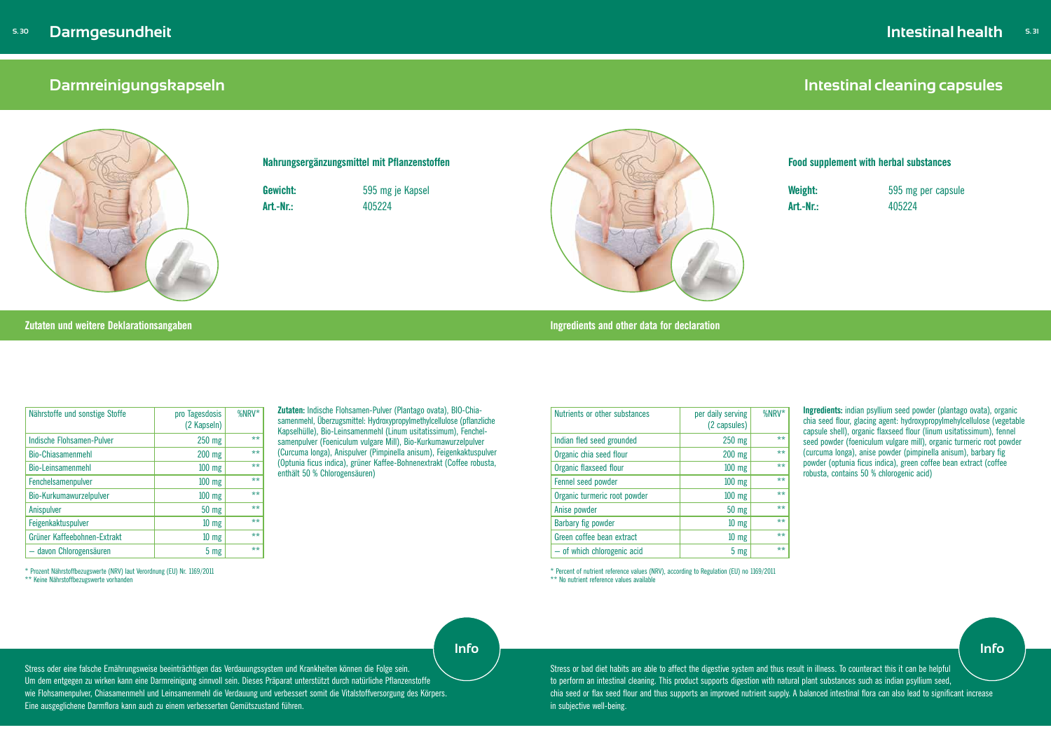# Darmgesundheit

## Darmreinigungskapseln

**Nahrungsergänzungsmittel mit Pflanzenstoffen**

**Gewicht:** 595 mg je Kapsel
**Art.-Nr.:** 405224

### Zutaten und weitere Deklarationsangaben

| Nährstoffe und sonstige Stoffe | pro Tagesdosis (2 Kapseln) | %NRV* |
|---|---|---|
| Indische Flohsamen-Pulver | 250 mg | ** |
| Bio-Chiasamenmehl | 200 mg | ** |
| Bio-Leinsamenmehl | 100 mg | ** |
| Fenchelsamenpulver | 100 mg | ** |
| Bio-Kurkumawurzelpulver | 100 mg | ** |
| Anispulver | 50 mg | ** |
| Feigenkaktuspulver | 10 mg | ** |
| Grüner Kaffeebohnen-Extrakt | 10 mg | ** |
| – davon Chlorogensäuren | 5 mg | ** |

* Prozent Nährstoffbezugswerte (NRV) laut Verordnung (EU) Nr. 1169/2011
** Keine Nährstoffbezugswerte vorhanden

**Zutaten:** Indische Flohsamen-Pulver (Plantago ovata), BIO-Chiasamenmehl, Überzugsmittel: Hydroxypropylmethylcellulose (pflanzliche Kapselhülle), Bio-Leinsamenmehl (Linum usitatissimum), Fenchelsamenpulver (Foeniculum vulgare Mill), Bio-Kurkumawurzelpulver (Curcuma longa), Anispulver (Pimpinella anisum), Feigenkaktuspulver (Optunia ficus indica), grüner Kaffee-Bohnenextrakt (Coffee robusta, enthält 50 % Chlorogensäuren)

**Info**

Stress oder eine falsche Ernährungsweise beeinträchtigen das Verdauungssystem und Krankheiten können die Folge sein. Um dem entgegen zu wirken kann eine Darmreinigung sinnvoll sein. Dieses Präparat unterstützt durch natürliche Pflanzenstoffe wie Flohsamenpulver, Chiasamenmehl und Leinsamenmehl die Verdauung und verbessert somit die Vitalstoffversorgung des Körpers. Eine ausgeglichene Darmflora kann auch zu einem verbesserten Gemütszustand führen.

# Intestinal health

## Intestinal cleaning capsules

**Food supplement with herbal substances**

**Weight:** 595 mg per capsule
**Art.-Nr.:** 405224

### Ingredients and other data for declaration

| Nutrients or other substances | per daily serving (2 capsules) | %NRV* |
|---|---|---|
| Indian fled seed grounded | 250 mg | ** |
| Organic chia seed flour | 200 mg | ** |
| Organic flaxseed flour | 100 mg | ** |
| Fennel seed powder | 100 mg | ** |
| Organic turmeric root powder | 100 mg | ** |
| Anise powder | 50 mg | ** |
| Barbary fig powder | 10 mg | ** |
| Green coffee bean extract | 10 mg | ** |
| – of which chlorogenic acid | 5 mg | ** |

* Percent of nutrient reference values (NRV), according to Regulation (EU) no 1169/2011
** No nutrient reference values available

**Ingredients:** indian psyllium seed powder (plantago ovata), organic chia seed flour, glacing agent: hydroxypropylmehylcellulose (vegetable capsule shell), organic flaxseed flour (linum usitatissimum), fennel seed powder (foeniculum vulgare mill), organic turmeric root powder (curcuma longa), anise powder (pimpinella anisum), barbary fig powder (optunia ficus indica), green coffee bean extract (coffee robusta, contains 50 % chlorogenic acid)

**Info**

Stress or bad diet habits are able to affect the digestive system and thus result in illness. To counteract this it can be helpful to perform an intestinal cleaning. This product supports digestion with natural plant substances such as indian psyllium seed, chia seed or flax seed flour and thus supports an improved nutrient supply. A balanced intestinal flora can also lead to significant increase in subjective well-being.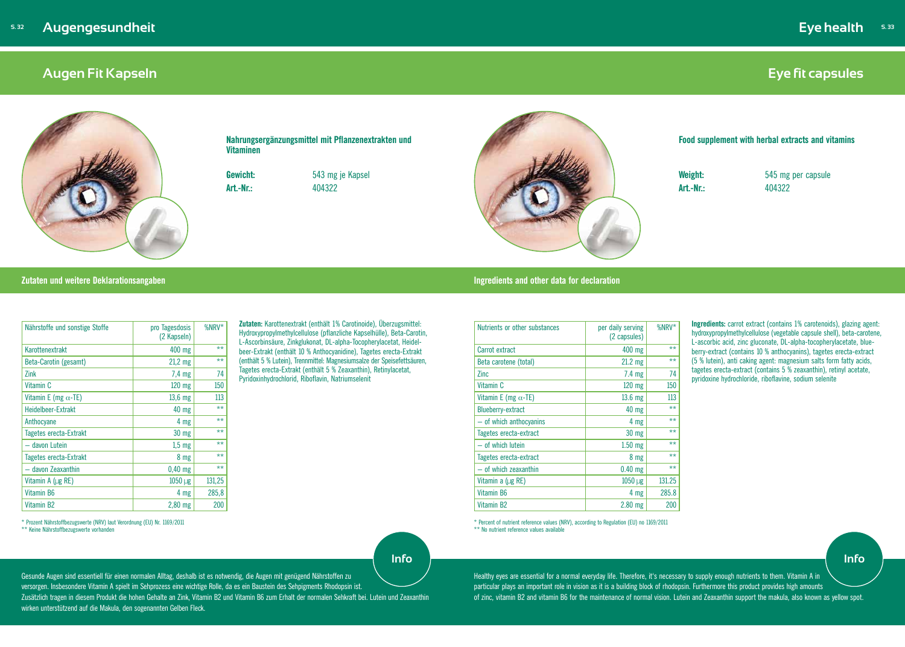# Augengesundheit

## Augen Fit Kapseln

**Nahrungsergänzungsmittel mit Pflanzenextrakten und Vitaminen**

**Gewicht:** 543 mg je Kapsel
**Art.-Nr.:** 404322

### Zutaten und weitere Deklarationsangaben

| Nährstoffe und sonstige Stoffe | pro Tagesdosis (2 Kapseln) | %NRV* |
|---|---|---|
| Karottenextrakt | 400 mg | ** |
| Beta-Carotin (gesamt) | 21,2 mg | ** |
| Zink | 7,4 mg | 74 |
| Vitamin C | 120 mg | 150 |
| Vitamin E (mg $\alpha$-TE) | 13,6 mg | 113 |
| Heidelbeer-Extrakt | 40 mg | ** |
| Anthocyane | 4 mg | ** |
| Tagetes erecta-Extrakt | 30 mg | ** |
| – davon Lutein | 1,5 mg | ** |
| Tagetes erecta-Extrakt | 8 mg | ** |
| – davon Zeaxanthin | 0,40 mg | ** |
| Vitamin A (µg RE) | 1050 µg | 131,25 |
| Vitamin B6 | 4 mg | 285,8 |
| Vitamin B2 | 2,80 mg | 200 |

\* Prozent Nährstoffbezugswerte (NRV) laut Verordnung (EU) Nr. 1169/2011
\** Keine Nährstoffbezugswerte vorhanden

**Zutaten:** Karottenextrakt (enthält 1% Carotinoide), Überzugsmittel: Hydroxypropylmethylcellulose (pflanzliche Kapselhülle), Beta-Carotin, L-Ascorbinsäure, Zinkglukonat, DL-alpha-Tocopherylacetat, Heidelbeer-Extrakt (enthält 10 % Anthocyanidine), Tagetes erecta-Extrakt (enthält 5 % Lutein), Trennmittel: Magnesiumsalze der Speisefettsäuren, Tagetes erecta-Extrakt (enthält 5 % Zeaxanthin), Retinylacetat, Pyridoxinhydrochlorid, Riboflavin, Natriumselenit

### Info

Gesunde Augen sind essentiell für einen normalen Alltag, deshalb ist es notwendig, die Augen mit genügend Nährstoffen zu versorgen. Insbesondere Vitamin A spielt im Sehprozess eine wichtige Rolle, da es ein Baustein des Sehpigments Rhodopsin ist. Zusätzlich tragen in diesem Produkt die hohen Gehalte an Zink, Vitamin B2 und Vitamin B6 zum Erhalt der normalen Sehkraft bei. Lutein und Zeaxanthin wirken unterstützend auf die Makula, den sogenannten Gelben Fleck.

# Eye health

## Eye fit capsules

**Food supplement with herbal extracts and vitamins**

**Weight:** 545 mg per capsule
**Art.-Nr.:** 404322

### Ingredients and other data for declaration

| Nutrients or other substances | per daily serving (2 capsules) | %NRV* |
|---|---|---|
| Carrot extract | 400 mg | ** |
| Beta carotene (total) | 21.2 mg | ** |
| Zinc | 7.4 mg | 74 |
| Vitamin C | 120 mg | 150 |
| Vitamin E (mg $\alpha$-TE) | 13.6 mg | 113 |
| Blueberry-extract | 40 mg | ** |
| – of which anthocyanins | 4 mg | ** |
| Tagetes erecta-extract | 30 mg | ** |
| – of which lutein | 1.50 mg | ** |
| Tagetes erecta-extract | 8 mg | ** |
| – of which zeaxanthin | 0.40 mg | ** |
| Vitamin a (µg RE) | 1050 µg | 131.25 |
| Vitamin B6 | 4 mg | 285.8 |
| Vitamin B2 | 2.80 mg | 200 |

\* Percent of nutrient reference values (NRV), according to Regulation (EU) no 1169/2011
\** No nutrient reference values available

**Ingredients:** carrot extract (contains 1% carotenoids), glazing agent: hydroxypropylmethylcellulose (vegetable capsule shell), beta-carotene, L-ascorbic acid, zinc gluconate, DL-alpha-tocopherylacetate, blueberry-extract (contains 10 % anthocyanins), tagetes erecta-extract (5 % lutein), anti caking agent: magnesium salts form fatty acids, tagetes erecta-extract (contains 5 % zeaxanthin), retinyl acetate, pyridoxine hydrochloride, riboflavine, sodium selenite

### Info

Healthy eyes are essential for a normal everyday life. Therefore, it's necessary to supply enough nutrients to them. Vitamin A in particular plays an important role in vision as it is a building block of rhodopsin. Furthermore this product provides high amounts of zinc, vitamin B2 and vitamin B6 for the maintenance of normal vision. Lutein and Zeaxanthin support the makula, also known as yellow spot.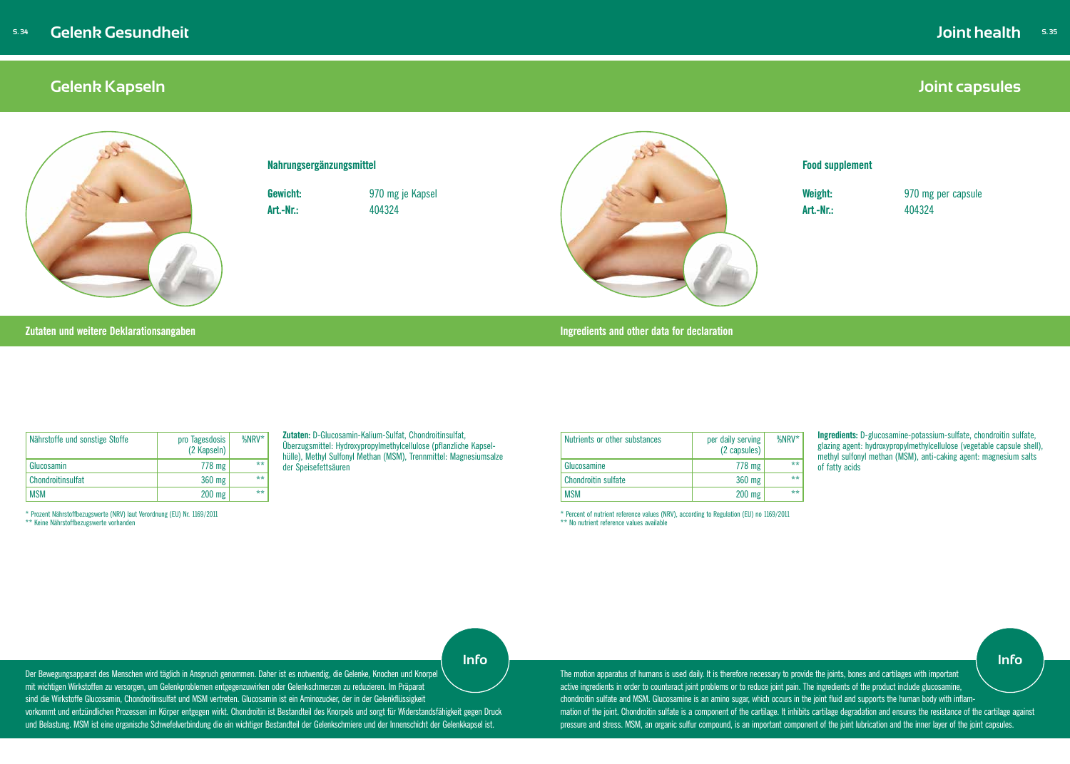# Gelenk Gesundheit

## Gelenk Kapseln

**Nahrungsergänzungsmittel**

**Gewicht:** 970 mg je Kapsel
**Art.-Nr.:** 404324

### Zutaten und weitere Deklarationsangaben

| Nährstoffe und sonstige Stoffe | pro Tagesdosis (2 Kapseln) | %NRV* |
|---|---|---|
| Glucosamin | 778 mg | ** |
| Chondroitinsulfat | 360 mg | ** |
| MSM | 200 mg | ** |

\* Prozent Nährstoffbezugswerte (NRV) laut Verordnung (EU) Nr. 1169/2011
\** Keine Nährstoffbezugswerte vorhanden

**Zutaten:** D-Glucosamin-Kalium-Sulfat, Chondroitinsulfat, Überzugsmittel: Hydroxypropylmethylcellulose (pflanzliche Kapselhülle), Methyl Sulfonyl Methan (MSM), Trennmittel: Magnesiumsalze der Speisefettsäuren

**Info**

Der Bewegungsapparat des Menschen wird täglich in Anspruch genommen. Daher ist es notwendig, die Gelenke, Knochen und Knorpel mit wichtigen Wirkstoffen zu versorgen, um Gelenkproblemen entgegenzuwirken oder Gelenkschmerzen zu reduzieren. Im Präparat sind die Wirkstoffe Glucosamin, Chondroitinsulfat und MSM vertreten. Glucosamin ist ein Aminozucker, der in der Gelenkflüssigkeit vorkommt und entzündlichen Prozessen im Körper entgegen wirkt. Chondroitin ist Bestandteil des Knorpels und sorgt für Widerstandsfähigkeit gegen Druck und Belastung. MSM ist eine organische Schwefelverbindung die ein wichtiger Bestandteil der Gelenkschmiere und der Innenschicht der Gelenkkapsel ist.

# Joint health

## Joint capsules

**Food supplement**

**Weight:** 970 mg per capsule
**Art.-Nr.:** 404324

### Ingredients and other data for declaration

| Nutrients or other substances | per daily serving (2 capsules) | %NRV* |
|---|---|---|
| Glucosamine | 778 mg | ** |
| Chondroitin sulfate | 360 mg | ** |
| MSM | 200 mg | ** |

\* Percent of nutrient reference values (NRV), according to Regulation (EU) no 1169/2011
\** No nutrient reference values available

**Ingredients:** D-glucosamine-potassium-sulfate, chondroitin sulfate, glazing agent: hydroxypropylmethylcellulose (vegetable capsule shell), methyl sulfonyl methan (MSM), anti-caking agent: magnesium salts of fatty acids

**Info**

The motion apparatus of humans is used daily. It is therefore necessary to provide the joints, bones and cartilages with important active ingredients in order to counteract joint problems or to reduce joint pain. The ingredients of the product include glucosamine, chondroitin sulfate and MSM. Glucosamine is an amino sugar, which occurs in the joint fluid and supports the human body with inflammation of the joint. Chondroitin sulfate is a component of the cartilage. It inhibits cartilage degradation and ensures the resistance of the cartilage against pressure and stress. MSM, an organic sulfur compound, is an important component of the joint lubrication and the inner layer of the joint capsules.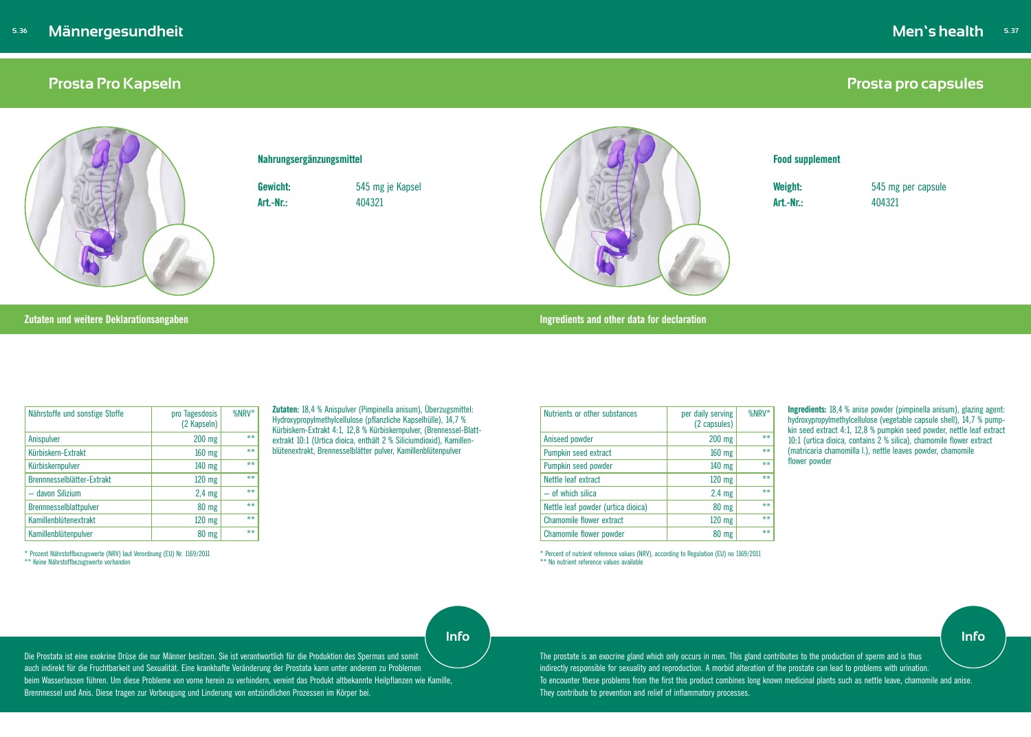# Männergesundheit

## Prosta Pro Kapseln

**Nahrungsergänzungsmittel**

**Gewicht:** 545 mg je Kapsel
**Art.-Nr.:** 404321

### Zutaten und weitere Deklarationsangaben

| Nährstoffe und sonstige Stoffe | pro Tagesdosis (2 Kapseln) | %NRV* |
|---|---|---|
| Anispulver | 200 mg | ** |
| Kürbiskern-Extrakt | 160 mg | ** |
| Kürbiskernpulver | 140 mg | ** |
| Brennnesselblätter-Extrakt | 120 mg | ** |
| – davon Silizium | 2,4 mg | ** |
| Brennnesselblattpulver | 80 mg | ** |
| Kamillenblütenextrakt | 120 mg | ** |
| Kamillenblütenpulver | 80 mg | ** |

\* Prozent Nährstoffbezugswerte (NRV) laut Verordnung (EU) Nr. 1169/2011
** Keine Nährstoffbezugswerte vorhanden

**Zutaten:** 18,4 % Anispulver (Pimpinella anisum), Überzugsmittel: Hydroxypropylmethylcellulose (pflanzliche Kapselhülle), 14,7 % Kürbiskern-Extrakt 4:1, 12,8 % Kürbiskernpulver, (Brennessel-Blattextrakt 10:1 (Urtica dioica, enthält 2 % Siliciumdioxid), Kamillenblütenextrakt, Brennesselblätter pulver, Kamillenblütenpulver

**Info**

Die Prostata ist eine exokrine Drüse die nur Männer besitzen. Sie ist verantwortlich für die Produktion des Spermas und somit auch indirekt für die Fruchtbarkeit und Sexualität. Eine krankhafte Veränderung der Prostata kann unter anderem zu Problemen beim Wasserlassen führen. Um diese Probleme von vorne herein zu verhindern, vereint das Produkt altbekannte Heilpflanzen wie Kamille, Brennnessel und Anis. Diese tragen zur Vorbeugung und Linderung von entzündlichen Prozessen im Körper bei.

# Men's health

## Prosta pro capsules

**Food supplement**

**Weight:** 545 mg per capsule
**Art.-Nr.:** 404321

### Ingredients and other data for declaration

| Nutrients or other substances | per daily serving (2 capsules) | %NRV* |
|---|---|---|
| Aniseed powder | 200 mg | ** |
| Pumpkin seed extract | 160 mg | ** |
| Pumpkin seed powder | 140 mg | ** |
| Nettle leaf extract | 120 mg | ** |
| – of which silica | 2.4 mg | ** |
| Nettle leaf powder (urtica dioica) | 80 mg | ** |
| Chamomile flower extract | 120 mg | ** |
| Chamomile flower powder | 80 mg | ** |

\* Percent of nutrient reference values (NRV), according to Regulation (EU) no 1169/2011
** No nutrient reference values available

**Ingredients:** 18,4 % anise powder (pimpinella anisum), glazing agent: hydroxypropylmethylcellulose (vegetable capsule shell), 14,7 % pumpkin seed extract 4:1, 12,8 % pumpkin seed powder, nettle leaf extract 10:1 (urtica dioica, contains 2 % silica), chamomile flower extract (matricaria chamomilla l.), nettle leaves powder, chamomile flower powder

**Info**

The prostate is an exocrine gland which only occurs in men. This gland contributes to the production of sperm and is thus indirectly responsible for sexuality and reproduction. A morbid alteration of the prostate can lead to problems with urination. To encounter these problems from the first this product combines long known medicinal plants such as nettle leave, chamomile and anise. They contribute to prevention and relief of inflammatory processes.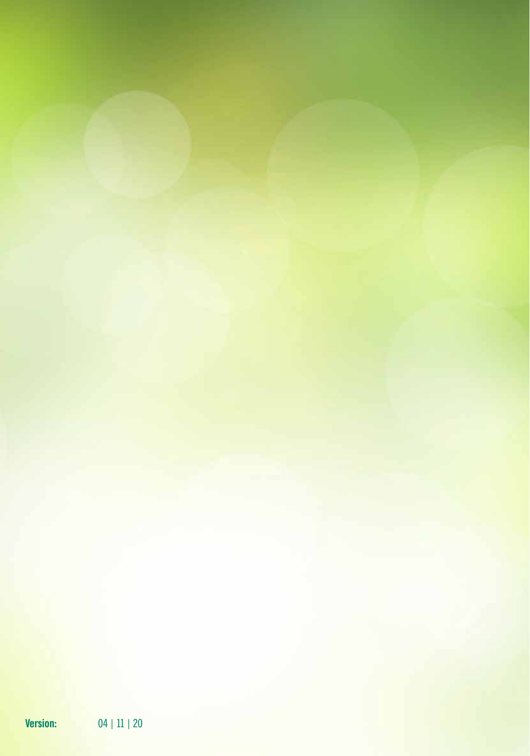**Version:** 04 | 11 | 20